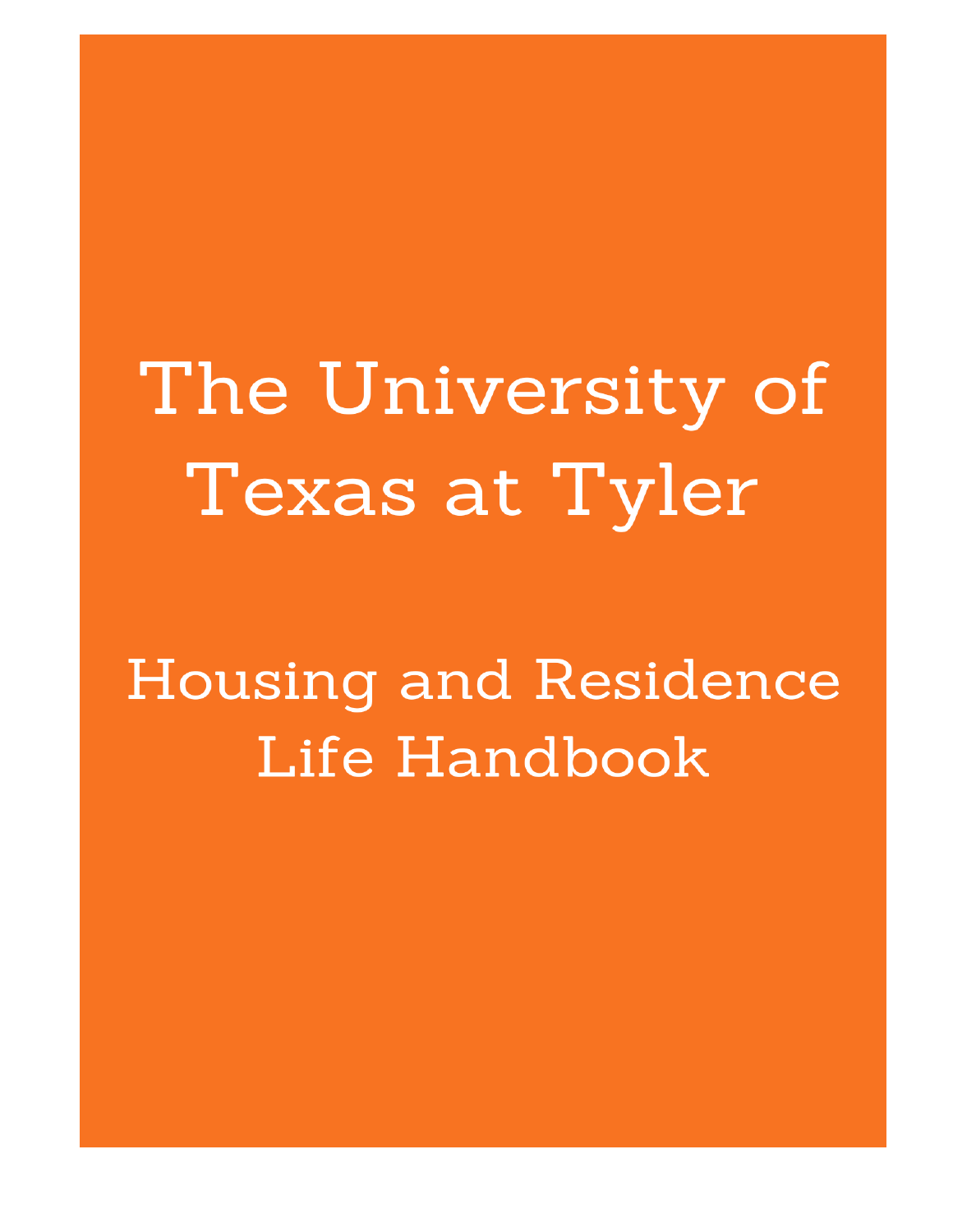# The University of Texas at Tyler

## Housing and Residence Life Handbook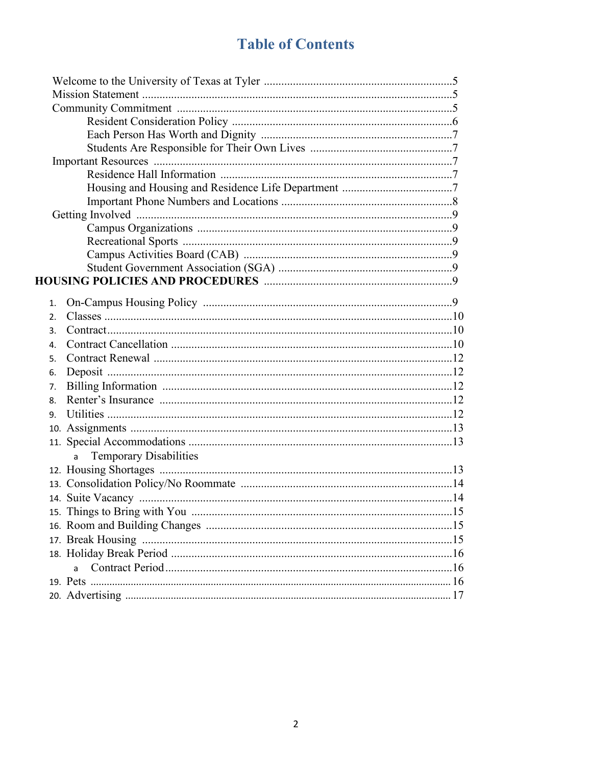# Table of Contents

- Welcome to the University of Texas at Tyler ....5
- Mission Statement ....5
- Community Commitment ....5
  - Resident Consideration Policy ....6
  - Each Person Has Worth and Dignity ....7
  - Students Are Responsible for Their Own Lives ....7
- Important Resources ....7
  - Residence Hall Information ....7
  - Housing and Housing and Residence Life Department ....7
  - Important Phone Numbers and Locations ....8
- Getting Involved ....9
  - Campus Organizations ....9
  - Recreational Sports ....9
  - Campus Activities Board (CAB) ....9
  - Student Government Association (SGA) ....9

**HOUSING POLICIES AND PROCEDURES** ....9

1. On-Campus Housing Policy ....9
2. Classes ....10
3. Contract ....10
4. Contract Cancellation ....10
5. Contract Renewal ....12
6. Deposit ....12
7. Billing Information ....12
8. Renter's Insurance ....12
9. Utilities ....12
10. Assignments ....13
11. Special Accommodations ....13
    a. Temporary Disabilities
12. Housing Shortages ....13
13. Consolidation Policy/No Roommate ....14
14. Suite Vacancy ....14
15. Things to Bring with You ....15
16. Room and Building Changes ....15
17. Break Housing ....15
18. Holiday Break Period ....16
    a. Contract Period ....16
19. Pets ....16
20. Advertising ....17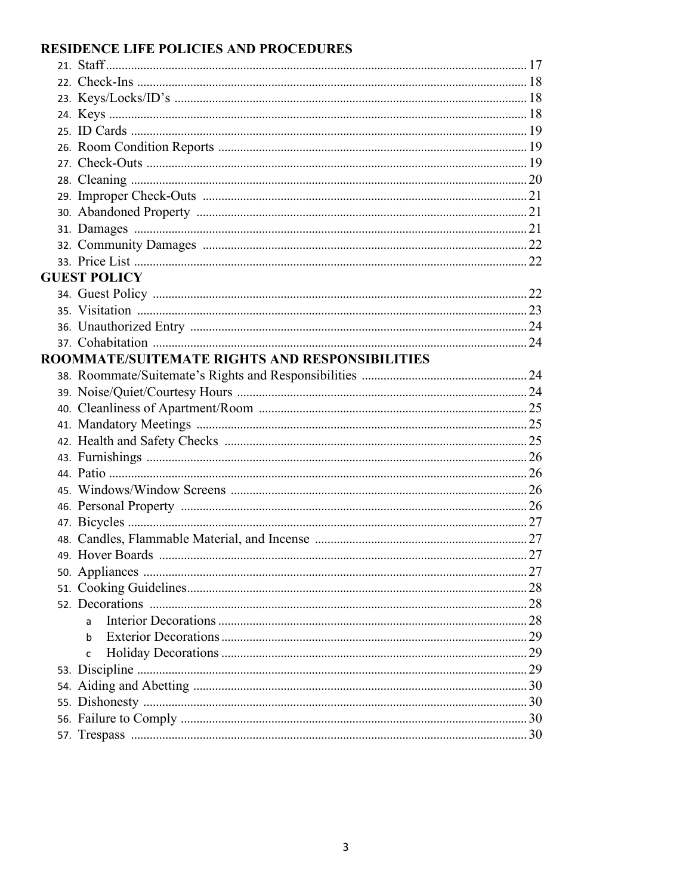## RESIDENCE LIFE POLICIES AND PROCEDURES

21. Staff ..... 17
22. Check-Ins ..... 18
23. Keys/Locks/ID's ..... 18
24. Keys ..... 18
25. ID Cards ..... 19
26. Room Condition Reports ..... 19
27. Check-Outs ..... 19
28. Cleaning ..... 20
29. Improper Check-Outs ..... 21
30. Abandoned Property ..... 21
31. Damages ..... 21
32. Community Damages ..... 22
33. Price List ..... 22

## GUEST POLICY

34. Guest Policy ..... 22
35. Visitation ..... 23
36. Unauthorized Entry ..... 24
37. Cohabitation ..... 24

## ROOMMATE/SUITEMATE RIGHTS AND RESPONSIBILITIES

38. Roommate/Suitemate's Rights and Responsibilities ..... 24
39. Noise/Quiet/Courtesy Hours ..... 24
40. Cleanliness of Apartment/Room ..... 25
41. Mandatory Meetings ..... 25
42. Health and Safety Checks ..... 25
43. Furnishings ..... 26
44. Patio ..... 26
45. Windows/Window Screens ..... 26
46. Personal Property ..... 26
47. Bicycles ..... 27
48. Candles, Flammable Material, and Incense ..... 27
49. Hover Boards ..... 27
50. Appliances ..... 27
51. Cooking Guidelines ..... 28
52. Decorations ..... 28
    a. Interior Decorations ..... 28
    b. Exterior Decorations ..... 29
    c. Holiday Decorations ..... 29
53. Discipline ..... 29
54. Aiding and Abetting ..... 30
55. Dishonesty ..... 30
56. Failure to Comply ..... 30
57. Trespass ..... 30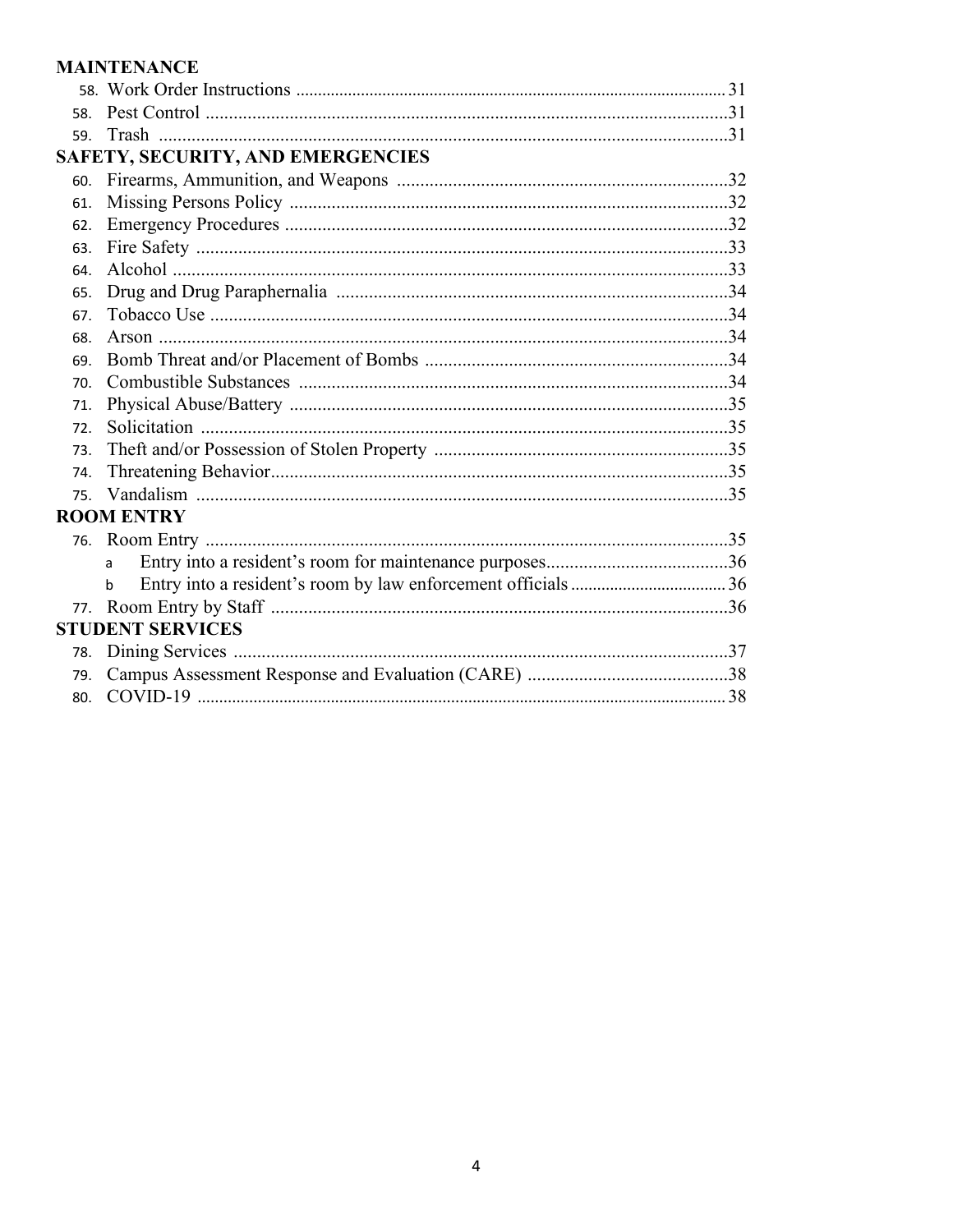**MAINTENANCE**

58. Work Order Instructions ........................................ 31
58. Pest Control ........................................ 31
59. Trash ........................................ 31

**SAFETY, SECURITY, AND EMERGENCIES**

60. Firearms, Ammunition, and Weapons ........................................ 32
61. Missing Persons Policy ........................................ 32
62. Emergency Procedures ........................................ 32
63. Fire Safety ........................................ 33
64. Alcohol ........................................ 33
65. Drug and Drug Paraphernalia ........................................ 34
67. Tobacco Use ........................................ 34
68. Arson ........................................ 34
69. Bomb Threat and/or Placement of Bombs ........................................ 34
70. Combustible Substances ........................................ 34
71. Physical Abuse/Battery ........................................ 35
72. Solicitation ........................................ 35
73. Theft and/or Possession of Stolen Property ........................................ 35
74. Threatening Behavior ........................................ 35
75. Vandalism ........................................ 35

**ROOM ENTRY**

76. Room Entry ........................................ 35
    a. Entry into a resident's room for maintenance purposes ........................................ 36
    b. Entry into a resident's room by law enforcement officials ........................................ 36
77. Room Entry by Staff ........................................ 36

**STUDENT SERVICES**

78. Dining Services ........................................ 37
79. Campus Assessment Response and Evaluation (CARE) ........................................ 38
80. COVID-19 ........................................ 38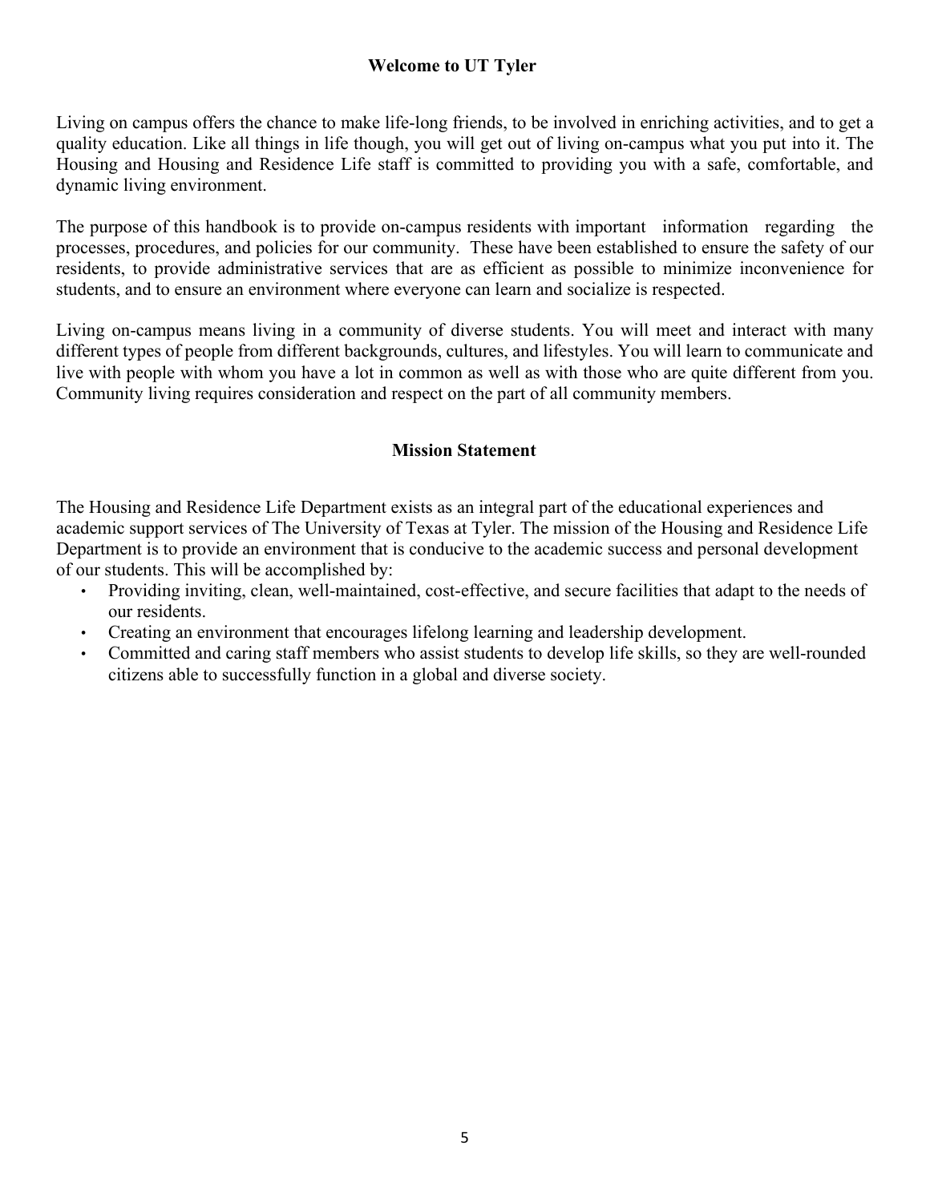## Welcome to UT Tyler

Living on campus offers the chance to make life-long friends, to be involved in enriching activities, and to get a quality education. Like all things in life though, you will get out of living on-campus what you put into it. The Housing and Housing and Residence Life staff is committed to providing you with a safe, comfortable, and dynamic living environment.

The purpose of this handbook is to provide on-campus residents with important information regarding the processes, procedures, and policies for our community. These have been established to ensure the safety of our residents, to provide administrative services that are as efficient as possible to minimize inconvenience for students, and to ensure an environment where everyone can learn and socialize is respected.

Living on-campus means living in a community of diverse students. You will meet and interact with many different types of people from different backgrounds, cultures, and lifestyles. You will learn to communicate and live with people with whom you have a lot in common as well as with those who are quite different from you. Community living requires consideration and respect on the part of all community members.

## Mission Statement

The Housing and Residence Life Department exists as an integral part of the educational experiences and academic support services of The University of Texas at Tyler. The mission of the Housing and Residence Life Department is to provide an environment that is conducive to the academic success and personal development of our students. This will be accomplished by:

- Providing inviting, clean, well-maintained, cost-effective, and secure facilities that adapt to the needs of our residents.
- Creating an environment that encourages lifelong learning and leadership development.
- Committed and caring staff members who assist students to develop life skills, so they are well-rounded citizens able to successfully function in a global and diverse society.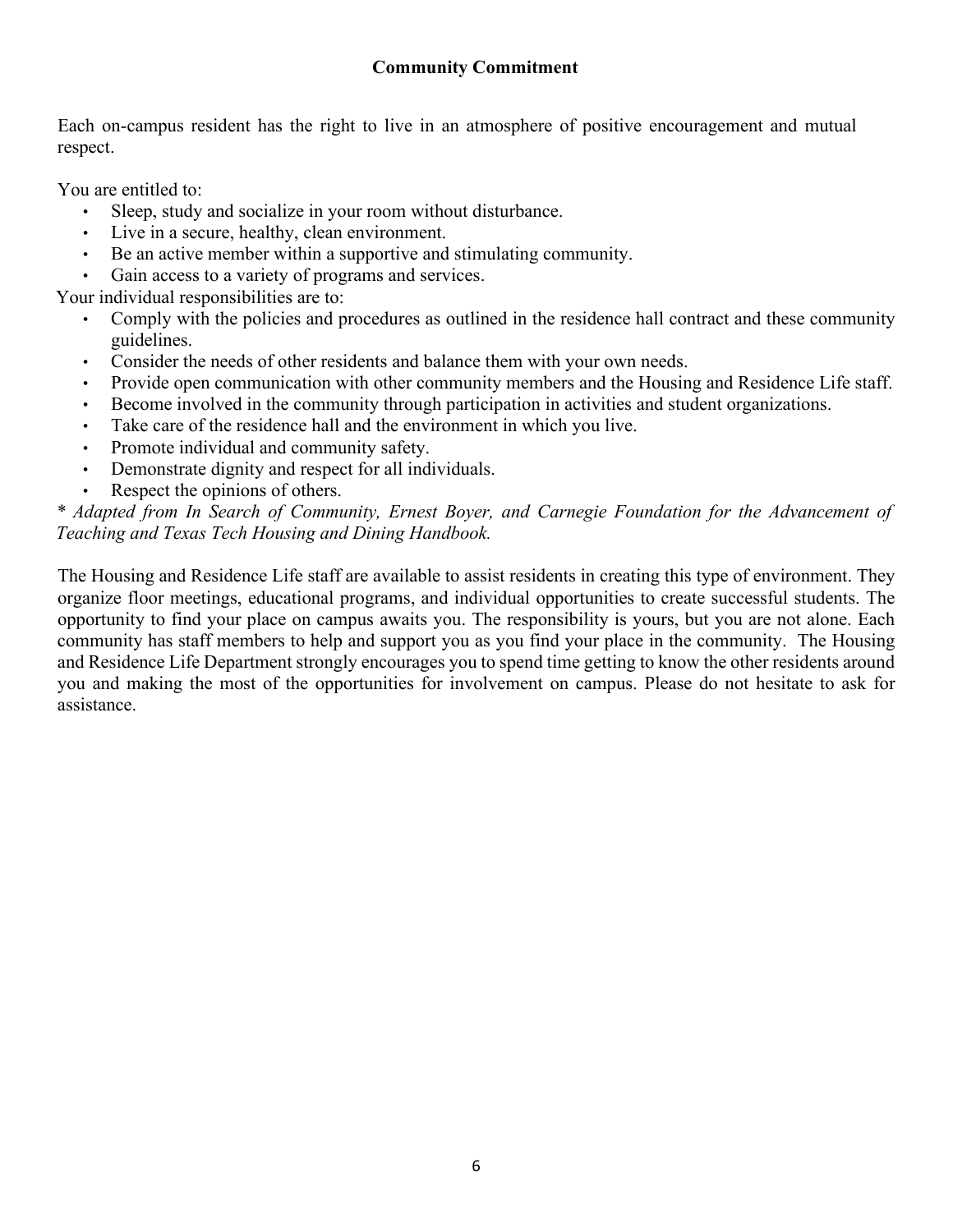## Community Commitment

Each on-campus resident has the right to live in an atmosphere of positive encouragement and mutual respect.

You are entitled to:

- Sleep, study and socialize in your room without disturbance.
- Live in a secure, healthy, clean environment.
- Be an active member within a supportive and stimulating community.
- Gain access to a variety of programs and services.

Your individual responsibilities are to:

- Comply with the policies and procedures as outlined in the residence hall contract and these community guidelines.
- Consider the needs of other residents and balance them with your own needs.
- Provide open communication with other community members and the Housing and Residence Life staff.
- Become involved in the community through participation in activities and student organizations.
- Take care of the residence hall and the environment in which you live.
- Promote individual and community safety.
- Demonstrate dignity and respect for all individuals.
- Respect the opinions of others.

* *Adapted from In Search of Community, Ernest Boyer, and Carnegie Foundation for the Advancement of Teaching and Texas Tech Housing and Dining Handbook.*

The Housing and Residence Life staff are available to assist residents in creating this type of environment. They organize floor meetings, educational programs, and individual opportunities to create successful students. The opportunity to find your place on campus awaits you. The responsibility is yours, but you are not alone. Each community has staff members to help and support you as you find your place in the community. The Housing and Residence Life Department strongly encourages you to spend time getting to know the other residents around you and making the most of the opportunities for involvement on campus. Please do not hesitate to ask for assistance.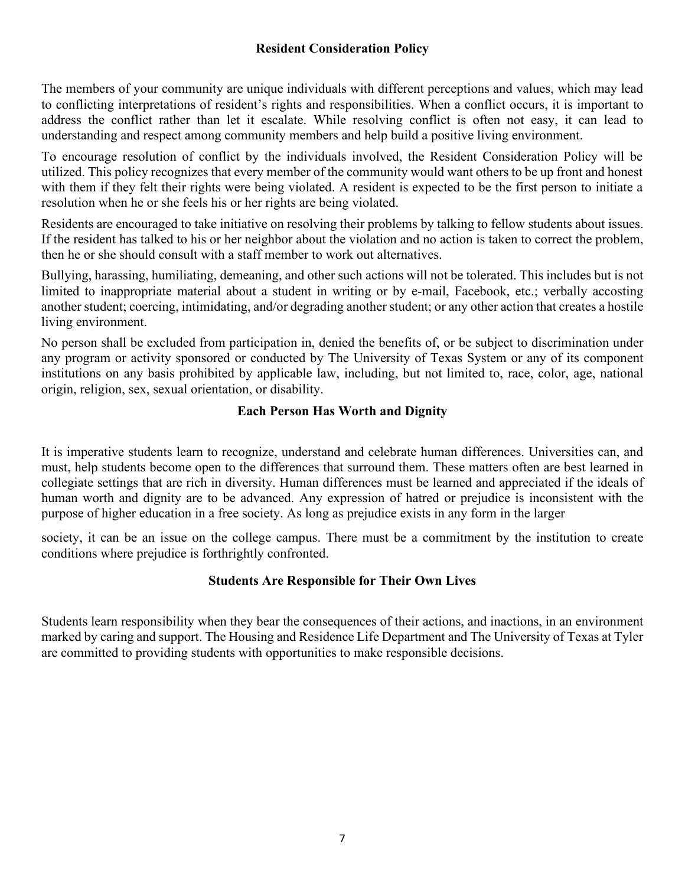## Resident Consideration Policy

The members of your community are unique individuals with different perceptions and values, which may lead to conflicting interpretations of resident's rights and responsibilities. When a conflict occurs, it is important to address the conflict rather than let it escalate. While resolving conflict is often not easy, it can lead to understanding and respect among community members and help build a positive living environment.

To encourage resolution of conflict by the individuals involved, the Resident Consideration Policy will be utilized. This policy recognizes that every member of the community would want others to be up front and honest with them if they felt their rights were being violated. A resident is expected to be the first person to initiate a resolution when he or she feels his or her rights are being violated.

Residents are encouraged to take initiative on resolving their problems by talking to fellow students about issues. If the resident has talked to his or her neighbor about the violation and no action is taken to correct the problem, then he or she should consult with a staff member to work out alternatives.

Bullying, harassing, humiliating, demeaning, and other such actions will not be tolerated. This includes but is not limited to inappropriate material about a student in writing or by e-mail, Facebook, etc.; verbally accosting another student; coercing, intimidating, and/or degrading another student; or any other action that creates a hostile living environment.

No person shall be excluded from participation in, denied the benefits of, or be subject to discrimination under any program or activity sponsored or conducted by The University of Texas System or any of its component institutions on any basis prohibited by applicable law, including, but not limited to, race, color, age, national origin, religion, sex, sexual orientation, or disability.

## Each Person Has Worth and Dignity

It is imperative students learn to recognize, understand and celebrate human differences. Universities can, and must, help students become open to the differences that surround them. These matters often are best learned in collegiate settings that are rich in diversity. Human differences must be learned and appreciated if the ideals of human worth and dignity are to be advanced. Any expression of hatred or prejudice is inconsistent with the purpose of higher education in a free society. As long as prejudice exists in any form in the larger society, it can be an issue on the college campus. There must be a commitment by the institution to create conditions where prejudice is forthrightly confronted.

## Students Are Responsible for Their Own Lives

Students learn responsibility when they bear the consequences of their actions, and inactions, in an environment marked by caring and support. The Housing and Residence Life Department and The University of Texas at Tyler are committed to providing students with opportunities to make responsible decisions.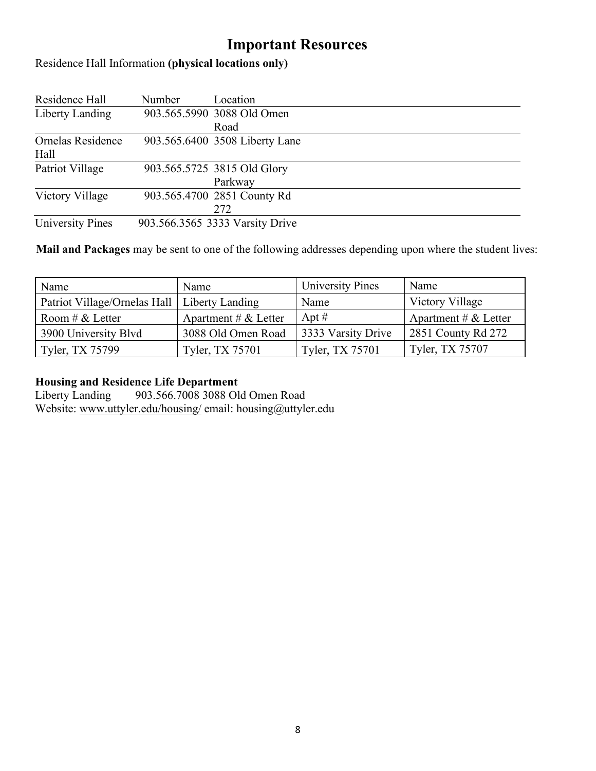# Important Resources

Residence Hall Information **(physical locations only)**

| Residence Hall | Number | Location |
|---|---|---|
| Liberty Landing | 903.565.5990 | 3088 Old Omen Road |
| Ornelas Residence Hall | 903.565.6400 | 3508 Liberty Lane |
| Patriot Village | 903.565.5725 | 3815 Old Glory Parkway |
| Victory Village | 903.565.4700 | 2851 County Rd 272 |
| University Pines | 903.566.3565 | 3333 Varsity Drive |

**Mail and Packages** may be sent to one of the following addresses depending upon where the student lives:

| Name | Name | University Pines | Name |
|---|---|---|---|
| Patriot Village/Ornelas Hall | Liberty Landing | Name | Victory Village |
| Room # & Letter | Apartment # & Letter | Apt # | Apartment # & Letter |
| 3900 University Blvd | 3088 Old Omen Road | 3333 Varsity Drive | 2851 County Rd 272 |
| Tyler, TX 75799 | Tyler, TX 75701 | Tyler, TX 75701 | Tyler, TX 75707 |

**Housing and Residence Life Department**
Liberty Landing 903.566.7008 3088 Old Omen Road
Website: www.uttyler.edu/housing/ email: housing@uttyler.edu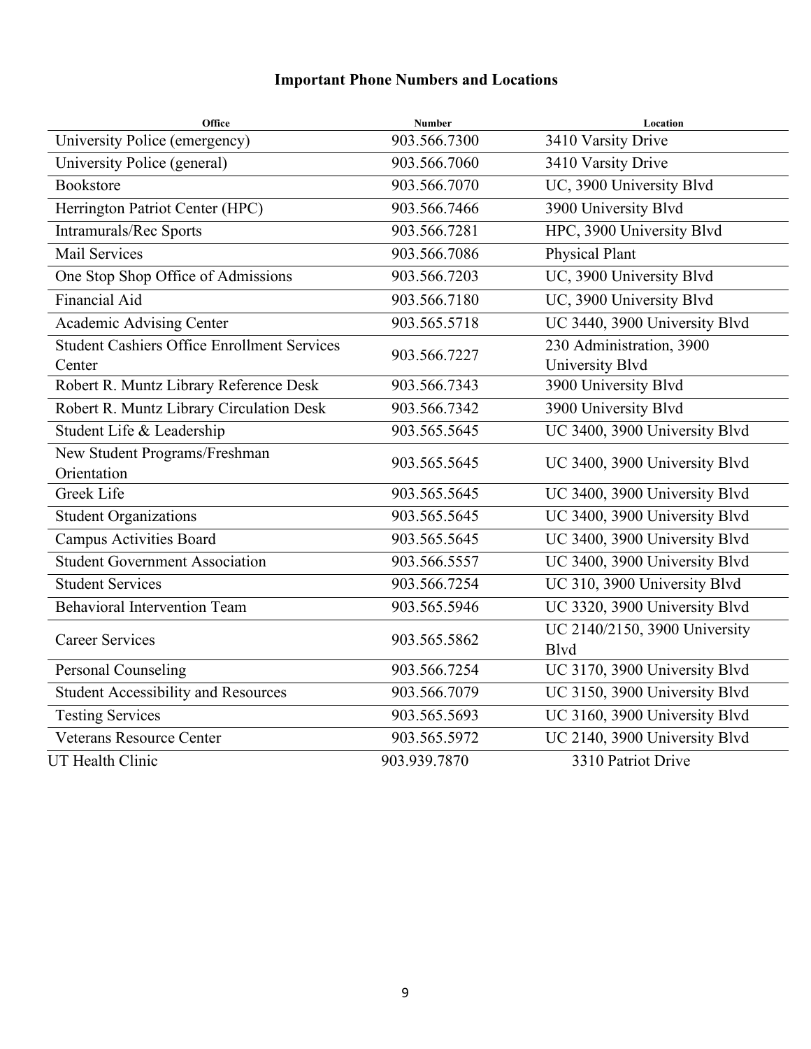**Important Phone Numbers and Locations**

| Office | Number | Location |
|---|---|---|
| University Police (emergency) | 903.566.7300 | 3410 Varsity Drive |
| University Police (general) | 903.566.7060 | 3410 Varsity Drive |
| Bookstore | 903.566.7070 | UC, 3900 University Blvd |
| Herrington Patriot Center (HPC) | 903.566.7466 | 3900 University Blvd |
| Intramurals/Rec Sports | 903.566.7281 | HPC, 3900 University Blvd |
| Mail Services | 903.566.7086 | Physical Plant |
| One Stop Shop Office of Admissions | 903.566.7203 | UC, 3900 University Blvd |
| Financial Aid | 903.566.7180 | UC, 3900 University Blvd |
| Academic Advising Center | 903.565.5718 | UC 3440, 3900 University Blvd |
| Student Cashiers Office Enrollment Services Center | 903.566.7227 | 230 Administration, 3900 University Blvd |
| Robert R. Muntz Library Reference Desk | 903.566.7343 | 3900 University Blvd |
| Robert R. Muntz Library Circulation Desk | 903.566.7342 | 3900 University Blvd |
| Student Life & Leadership | 903.565.5645 | UC 3400, 3900 University Blvd |
| New Student Programs/Freshman Orientation | 903.565.5645 | UC 3400, 3900 University Blvd |
| Greek Life | 903.565.5645 | UC 3400, 3900 University Blvd |
| Student Organizations | 903.565.5645 | UC 3400, 3900 University Blvd |
| Campus Activities Board | 903.565.5645 | UC 3400, 3900 University Blvd |
| Student Government Association | 903.566.5557 | UC 3400, 3900 University Blvd |
| Student Services | 903.566.7254 | UC 310, 3900 University Blvd |
| Behavioral Intervention Team | 903.565.5946 | UC 3320, 3900 University Blvd |
| Career Services | 903.565.5862 | UC 2140/2150, 3900 University Blvd |
| Personal Counseling | 903.566.7254 | UC 3170, 3900 University Blvd |
| Student Accessibility and Resources | 903.566.7079 | UC 3150, 3900 University Blvd |
| Testing Services | 903.565.5693 | UC 3160, 3900 University Blvd |
| Veterans Resource Center | 903.565.5972 | UC 2140, 3900 University Blvd |
| UT Health Clinic | 903.939.7870 | 3310 Patriot Drive |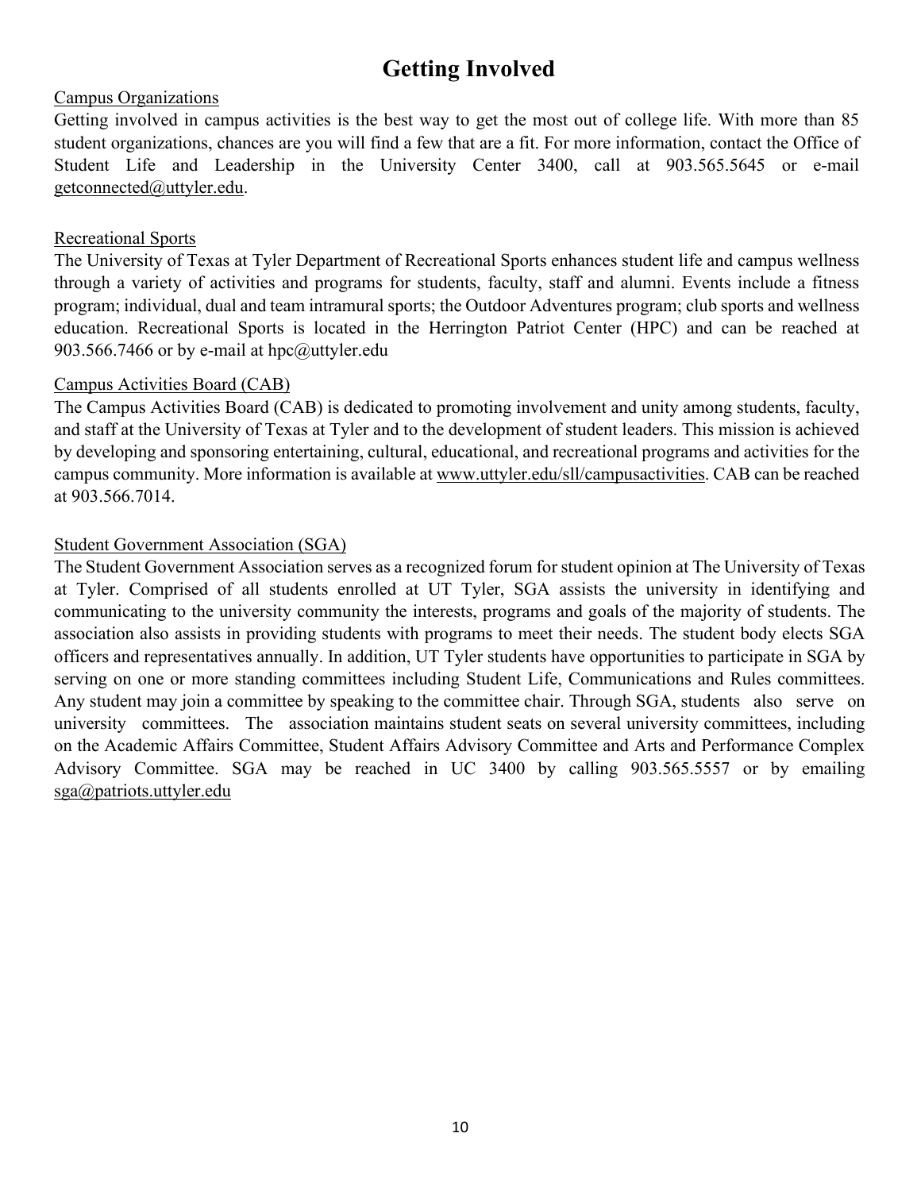# Getting Involved

## Campus Organizations

Getting involved in campus activities is the best way to get the most out of college life. With more than 85 student organizations, chances are you will find a few that are a fit. For more information, contact the Office of Student Life and Leadership in the University Center 3400, call at 903.565.5645 or e-mail getconnected@uttyler.edu.

## Recreational Sports

The University of Texas at Tyler Department of Recreational Sports enhances student life and campus wellness through a variety of activities and programs for students, faculty, staff and alumni. Events include a fitness program; individual, dual and team intramural sports; the Outdoor Adventures program; club sports and wellness education. Recreational Sports is located in the Herrington Patriot Center (HPC) and can be reached at 903.566.7466 or by e-mail at hpc@uttyler.edu

## Campus Activities Board (CAB)

The Campus Activities Board (CAB) is dedicated to promoting involvement and unity among students, faculty, and staff at the University of Texas at Tyler and to the development of student leaders. This mission is achieved by developing and sponsoring entertaining, cultural, educational, and recreational programs and activities for the campus community. More information is available at www.uttyler.edu/sll/campusactivities. CAB can be reached at 903.566.7014.

## Student Government Association (SGA)

The Student Government Association serves as a recognized forum for student opinion at The University of Texas at Tyler. Comprised of all students enrolled at UT Tyler, SGA assists the university in identifying and communicating to the university community the interests, programs and goals of the majority of students. The association also assists in providing students with programs to meet their needs. The student body elects SGA officers and representatives annually. In addition, UT Tyler students have opportunities to participate in SGA by serving on one or more standing committees including Student Life, Communications and Rules committees. Any student may join a committee by speaking to the committee chair. Through SGA, students also serve on university committees. The association maintains student seats on several university committees, including on the Academic Affairs Committee, Student Affairs Advisory Committee and Arts and Performance Complex Advisory Committee. SGA may be reached in UC 3400 by calling 903.565.5557 or by emailing sga@patriots.uttyler.edu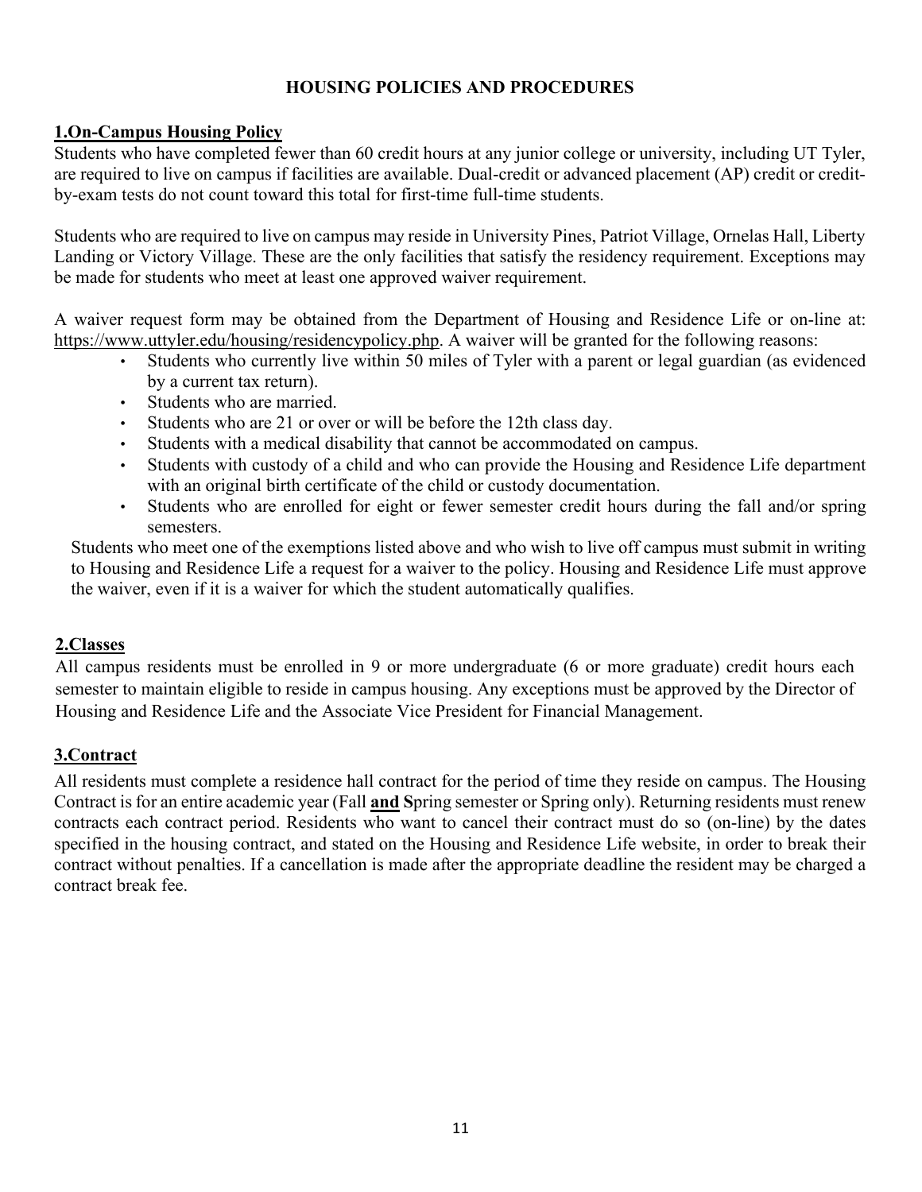# HOUSING POLICIES AND PROCEDURES

## 1.On-Campus Housing Policy

Students who have completed fewer than 60 credit hours at any junior college or university, including UT Tyler, are required to live on campus if facilities are available. Dual-credit or advanced placement (AP) credit or credit-by-exam tests do not count toward this total for first-time full-time students.

Students who are required to live on campus may reside in University Pines, Patriot Village, Ornelas Hall, Liberty Landing or Victory Village. These are the only facilities that satisfy the residency requirement. Exceptions may be made for students who meet at least one approved waiver requirement.

A waiver request form may be obtained from the Department of Housing and Residence Life or on-line at: https://www.uttyler.edu/housing/residencypolicy.php. A waiver will be granted for the following reasons:

- Students who currently live within 50 miles of Tyler with a parent or legal guardian (as evidenced by a current tax return).
- Students who are married.
- Students who are 21 or over or will be before the 12th class day.
- Students with a medical disability that cannot be accommodated on campus.
- Students with custody of a child and who can provide the Housing and Residence Life department with an original birth certificate of the child or custody documentation.
- Students who are enrolled for eight or fewer semester credit hours during the fall and/or spring semesters.

Students who meet one of the exemptions listed above and who wish to live off campus must submit in writing to Housing and Residence Life a request for a waiver to the policy. Housing and Residence Life must approve the waiver, even if it is a waiver for which the student automatically qualifies.

## 2.Classes

All campus residents must be enrolled in 9 or more undergraduate (6 or more graduate) credit hours each semester to maintain eligible to reside in campus housing. Any exceptions must be approved by the Director of Housing and Residence Life and the Associate Vice President for Financial Management.

## 3.Contract

All residents must complete a residence hall contract for the period of time they reside on campus. The Housing Contract is for an entire academic year (Fall **and S**pring semester or Spring only). Returning residents must renew contracts each contract period. Residents who want to cancel their contract must do so (on-line) by the dates specified in the housing contract, and stated on the Housing and Residence Life website, in order to break their contract without penalties. If a cancellation is made after the appropriate deadline the resident may be charged a contract break fee.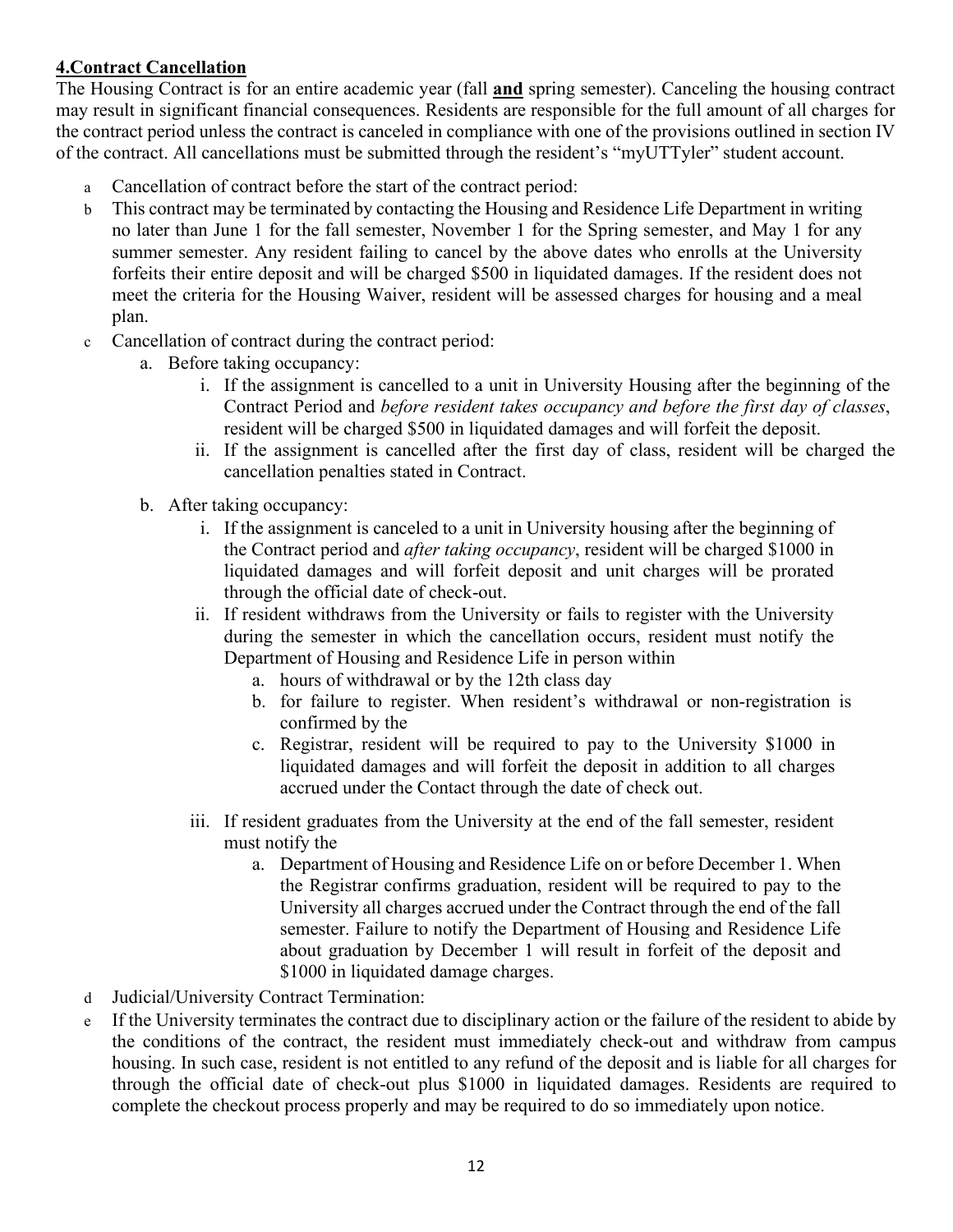**4.Contract Cancellation**

The Housing Contract is for an entire academic year (fall **and** spring semester). Canceling the housing contract may result in significant financial consequences. Residents are responsible for the full amount of all charges for the contract period unless the contract is canceled in compliance with one of the provisions outlined in section IV of the contract. All cancellations must be submitted through the resident's "myUTTyler" student account.

a. Cancellation of contract before the start of the contract period:
b. This contract may be terminated by contacting the Housing and Residence Life Department in writing no later than June 1 for the fall semester, November 1 for the Spring semester, and May 1 for any summer semester. Any resident failing to cancel by the above dates who enrolls at the University forfeits their entire deposit and will be charged $500 in liquidated damages. If the resident does not meet the criteria for the Housing Waiver, resident will be assessed charges for housing and a meal plan.
c. Cancellation of contract during the contract period:
    a. Before taking occupancy:
        i. If the assignment is cancelled to a unit in University Housing after the beginning of the Contract Period and *before resident takes occupancy and before the first day of classes*, resident will be charged $500 in liquidated damages and will forfeit the deposit.
        ii. If the assignment is cancelled after the first day of class, resident will be charged the cancellation penalties stated in Contract.
    b. After taking occupancy:
        i. If the assignment is canceled to a unit in University housing after the beginning of the Contract period and *after taking occupancy*, resident will be charged $1000 in liquidated damages and will forfeit deposit and unit charges will be prorated through the official date of check-out.
        ii. If resident withdraws from the University or fails to register with the University during the semester in which the cancellation occurs, resident must notify the Department of Housing and Residence Life in person within
            a. hours of withdrawal or by the 12th class day
            b. for failure to register. When resident's withdrawal or non-registration is confirmed by the
            c. Registrar, resident will be required to pay to the University $1000 in liquidated damages and will forfeit the deposit in addition to all charges accrued under the Contact through the date of check out.
        iii. If resident graduates from the University at the end of the fall semester, resident must notify the
            a. Department of Housing and Residence Life on or before December 1. When the Registrar confirms graduation, resident will be required to pay to the University all charges accrued under the Contract through the end of the fall semester. Failure to notify the Department of Housing and Residence Life about graduation by December 1 will result in forfeit of the deposit and $1000 in liquidated damage charges.
d. Judicial/University Contract Termination:
e. If the University terminates the contract due to disciplinary action or the failure of the resident to abide by the conditions of the contract, the resident must immediately check-out and withdraw from campus housing. In such case, resident is not entitled to any refund of the deposit and is liable for all charges for through the official date of check-out plus $1000 in liquidated damages. Residents are required to complete the checkout process properly and may be required to do so immediately upon notice.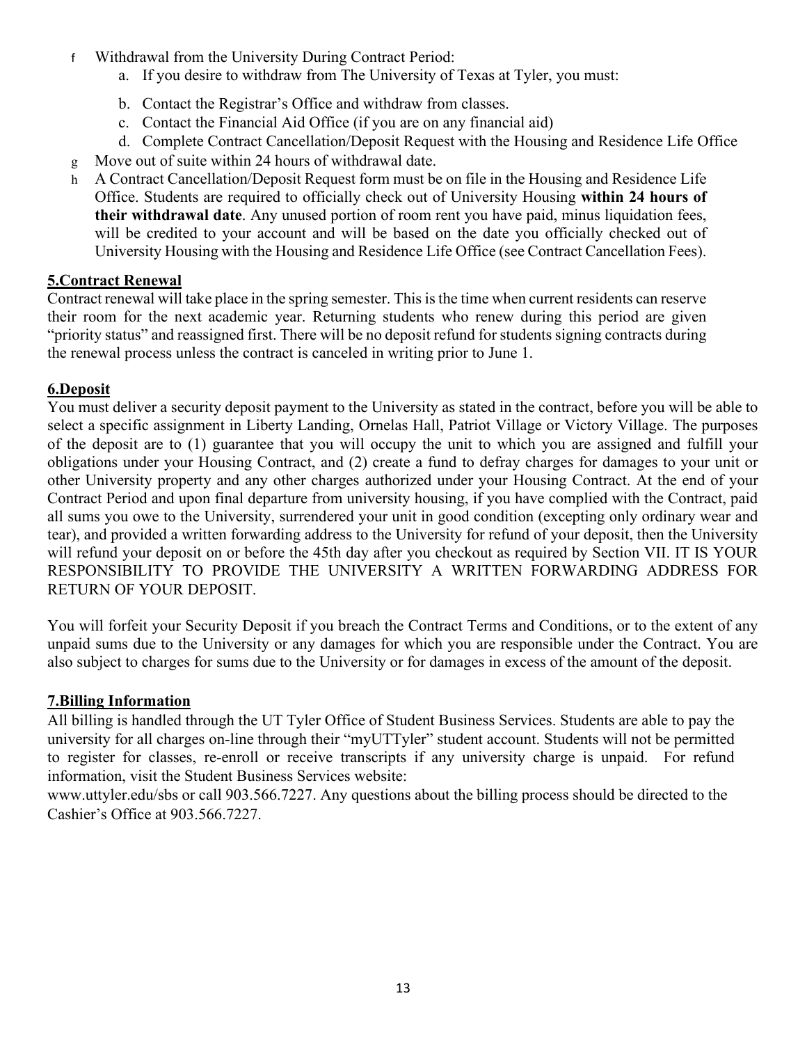f. Withdrawal from the University During Contract Period:
   a. If you desire to withdraw from The University of Texas at Tyler, you must:
   b. Contact the Registrar's Office and withdraw from classes.
   c. Contact the Financial Aid Office (if you are on any financial aid)
   d. Complete Contract Cancellation/Deposit Request with the Housing and Residence Life Office

g. Move out of suite within 24 hours of withdrawal date.

h. A Contract Cancellation/Deposit Request form must be on file in the Housing and Residence Life Office. Students are required to officially check out of University Housing **within 24 hours of their withdrawal date**. Any unused portion of room rent you have paid, minus liquidation fees, will be credited to your account and will be based on the date you officially checked out of University Housing with the Housing and Residence Life Office (see Contract Cancellation Fees).

## 5.Contract Renewal

Contract renewal will take place in the spring semester. This is the time when current residents can reserve their room for the next academic year. Returning students who renew during this period are given "priority status" and reassigned first. There will be no deposit refund for students signing contracts during the renewal process unless the contract is canceled in writing prior to June 1.

## 6.Deposit

You must deliver a security deposit payment to the University as stated in the contract, before you will be able to select a specific assignment in Liberty Landing, Ornelas Hall, Patriot Village or Victory Village. The purposes of the deposit are to (1) guarantee that you will occupy the unit to which you are assigned and fulfill your obligations under your Housing Contract, and (2) create a fund to defray charges for damages to your unit or other University property and any other charges authorized under your Housing Contract. At the end of your Contract Period and upon final departure from university housing, if you have complied with the Contract, paid all sums you owe to the University, surrendered your unit in good condition (excepting only ordinary wear and tear), and provided a written forwarding address to the University for refund of your deposit, then the University will refund your deposit on or before the 45th day after you checkout as required by Section VII. IT IS YOUR RESPONSIBILITY TO PROVIDE THE UNIVERSITY A WRITTEN FORWARDING ADDRESS FOR RETURN OF YOUR DEPOSIT.

You will forfeit your Security Deposit if you breach the Contract Terms and Conditions, or to the extent of any unpaid sums due to the University or any damages for which you are responsible under the Contract. You are also subject to charges for sums due to the University or for damages in excess of the amount of the deposit.

## 7.Billing Information

All billing is handled through the UT Tyler Office of Student Business Services. Students are able to pay the university for all charges on-line through their "myUTTyler" student account. Students will not be permitted to register for classes, re-enroll or receive transcripts if any university charge is unpaid. For refund information, visit the Student Business Services website: www.uttyler.edu/sbs or call 903.566.7227. Any questions about the billing process should be directed to the Cashier's Office at 903.566.7227.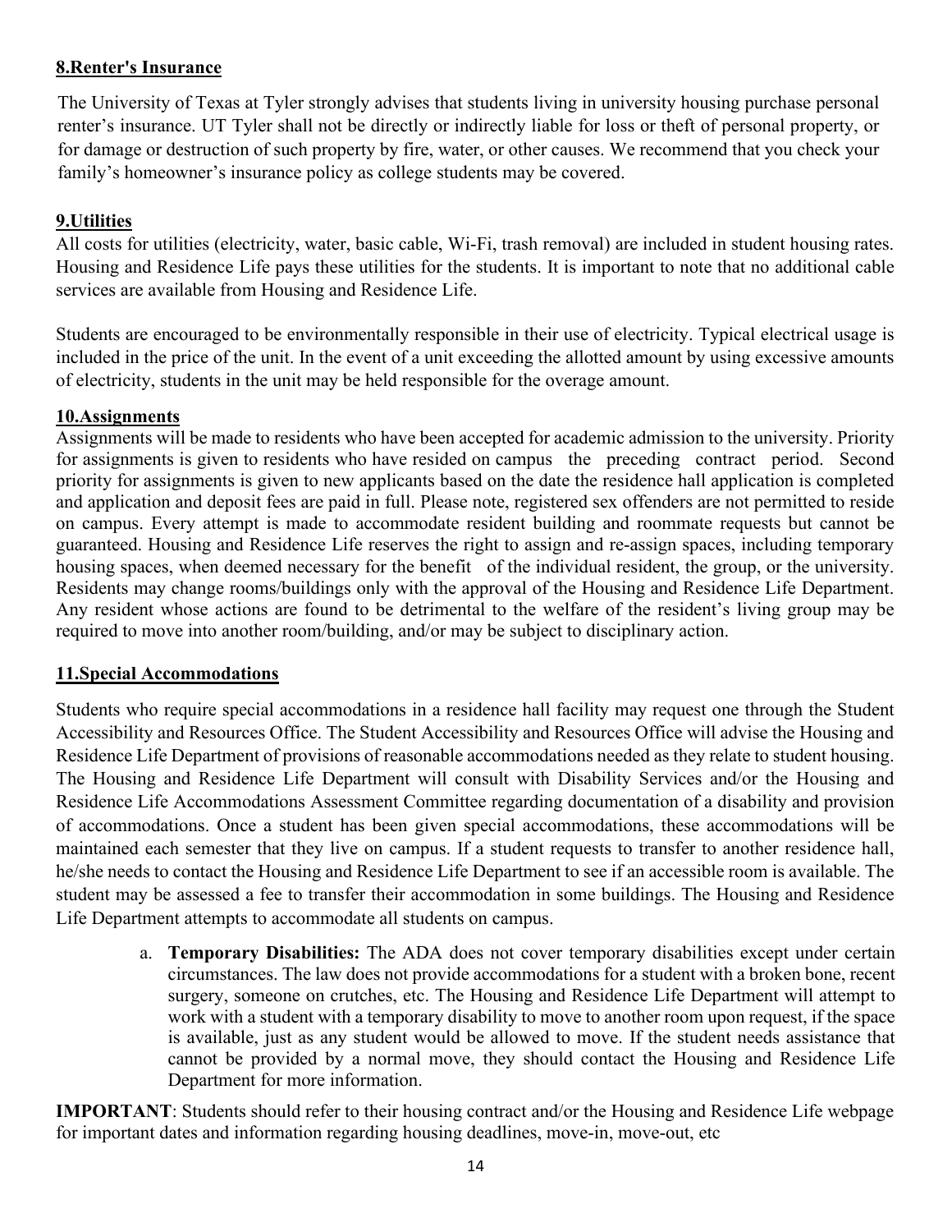**8.Renter's Insurance**

The University of Texas at Tyler strongly advises that students living in university housing purchase personal renter's insurance. UT Tyler shall not be directly or indirectly liable for loss or theft of personal property, or for damage or destruction of such property by fire, water, or other causes. We recommend that you check your family's homeowner's insurance policy as college students may be covered.

**9.Utilities**

All costs for utilities (electricity, water, basic cable, Wi-Fi, trash removal) are included in student housing rates. Housing and Residence Life pays these utilities for the students. It is important to note that no additional cable services are available from Housing and Residence Life.

Students are encouraged to be environmentally responsible in their use of electricity. Typical electrical usage is included in the price of the unit. In the event of a unit exceeding the allotted amount by using excessive amounts of electricity, students in the unit may be held responsible for the overage amount.

**10.Assignments**

Assignments will be made to residents who have been accepted for academic admission to the university. Priority for assignments is given to residents who have resided on campus the preceding contract period. Second priority for assignments is given to new applicants based on the date the residence hall application is completed and application and deposit fees are paid in full. Please note, registered sex offenders are not permitted to reside on campus. Every attempt is made to accommodate resident building and roommate requests but cannot be guaranteed. Housing and Residence Life reserves the right to assign and re-assign spaces, including temporary housing spaces, when deemed necessary for the benefit of the individual resident, the group, or the university. Residents may change rooms/buildings only with the approval of the Housing and Residence Life Department. Any resident whose actions are found to be detrimental to the welfare of the resident's living group may be required to move into another room/building, and/or may be subject to disciplinary action.

**11.Special Accommodations**

Students who require special accommodations in a residence hall facility may request one through the Student Accessibility and Resources Office. The Student Accessibility and Resources Office will advise the Housing and Residence Life Department of provisions of reasonable accommodations needed as they relate to student housing. The Housing and Residence Life Department will consult with Disability Services and/or the Housing and Residence Life Accommodations Assessment Committee regarding documentation of a disability and provision of accommodations. Once a student has been given special accommodations, these accommodations will be maintained each semester that they live on campus. If a student requests to transfer to another residence hall, he/she needs to contact the Housing and Residence Life Department to see if an accessible room is available. The student may be assessed a fee to transfer their accommodation in some buildings. The Housing and Residence Life Department attempts to accommodate all students on campus.

a. **Temporary Disabilities:** The ADA does not cover temporary disabilities except under certain circumstances. The law does not provide accommodations for a student with a broken bone, recent surgery, someone on crutches, etc. The Housing and Residence Life Department will attempt to work with a student with a temporary disability to move to another room upon request, if the space is available, just as any student would be allowed to move. If the student needs assistance that cannot be provided by a normal move, they should contact the Housing and Residence Life Department for more information.

**IMPORTANT**: Students should refer to their housing contract and/or the Housing and Residence Life webpage for important dates and information regarding housing deadlines, move-in, move-out, etc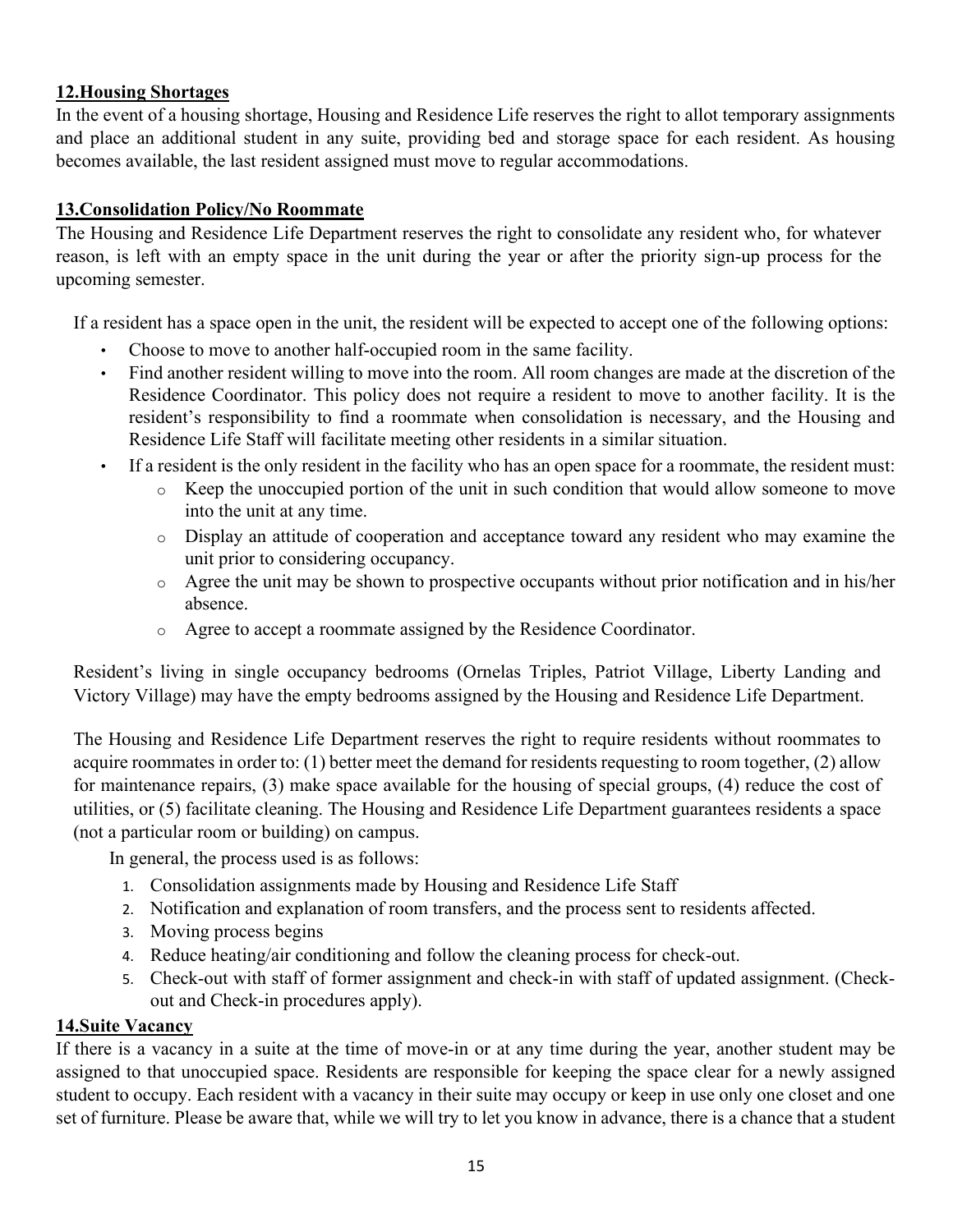**12.Housing Shortages**

In the event of a housing shortage, Housing and Residence Life reserves the right to allot temporary assignments and place an additional student in any suite, providing bed and storage space for each resident. As housing becomes available, the last resident assigned must move to regular accommodations.

**13.Consolidation Policy/No Roommate**

The Housing and Residence Life Department reserves the right to consolidate any resident who, for whatever reason, is left with an empty space in the unit during the year or after the priority sign-up process for the upcoming semester.

If a resident has a space open in the unit, the resident will be expected to accept one of the following options:

- Choose to move to another half-occupied room in the same facility.
- Find another resident willing to move into the room. All room changes are made at the discretion of the Residence Coordinator. This policy does not require a resident to move to another facility. It is the resident's responsibility to find a roommate when consolidation is necessary, and the Housing and Residence Life Staff will facilitate meeting other residents in a similar situation.
- If a resident is the only resident in the facility who has an open space for a roommate, the resident must:
  - Keep the unoccupied portion of the unit in such condition that would allow someone to move into the unit at any time.
  - Display an attitude of cooperation and acceptance toward any resident who may examine the unit prior to considering occupancy.
  - Agree the unit may be shown to prospective occupants without prior notification and in his/her absence.
  - Agree to accept a roommate assigned by the Residence Coordinator.

Resident's living in single occupancy bedrooms (Ornelas Triples, Patriot Village, Liberty Landing and Victory Village) may have the empty bedrooms assigned by the Housing and Residence Life Department.

The Housing and Residence Life Department reserves the right to require residents without roommates to acquire roommates in order to: (1) better meet the demand for residents requesting to room together, (2) allow for maintenance repairs, (3) make space available for the housing of special groups, (4) reduce the cost of utilities, or (5) facilitate cleaning. The Housing and Residence Life Department guarantees residents a space (not a particular room or building) on campus.

In general, the process used is as follows:

1. Consolidation assignments made by Housing and Residence Life Staff
2. Notification and explanation of room transfers, and the process sent to residents affected.
3. Moving process begins
4. Reduce heating/air conditioning and follow the cleaning process for check-out.
5. Check-out with staff of former assignment and check-in with staff of updated assignment. (Check-out and Check-in procedures apply).

**14.Suite Vacancy**

If there is a vacancy in a suite at the time of move-in or at any time during the year, another student may be assigned to that unoccupied space. Residents are responsible for keeping the space clear for a newly assigned student to occupy. Each resident with a vacancy in their suite may occupy or keep in use only one closet and one set of furniture. Please be aware that, while we will try to let you know in advance, there is a chance that a student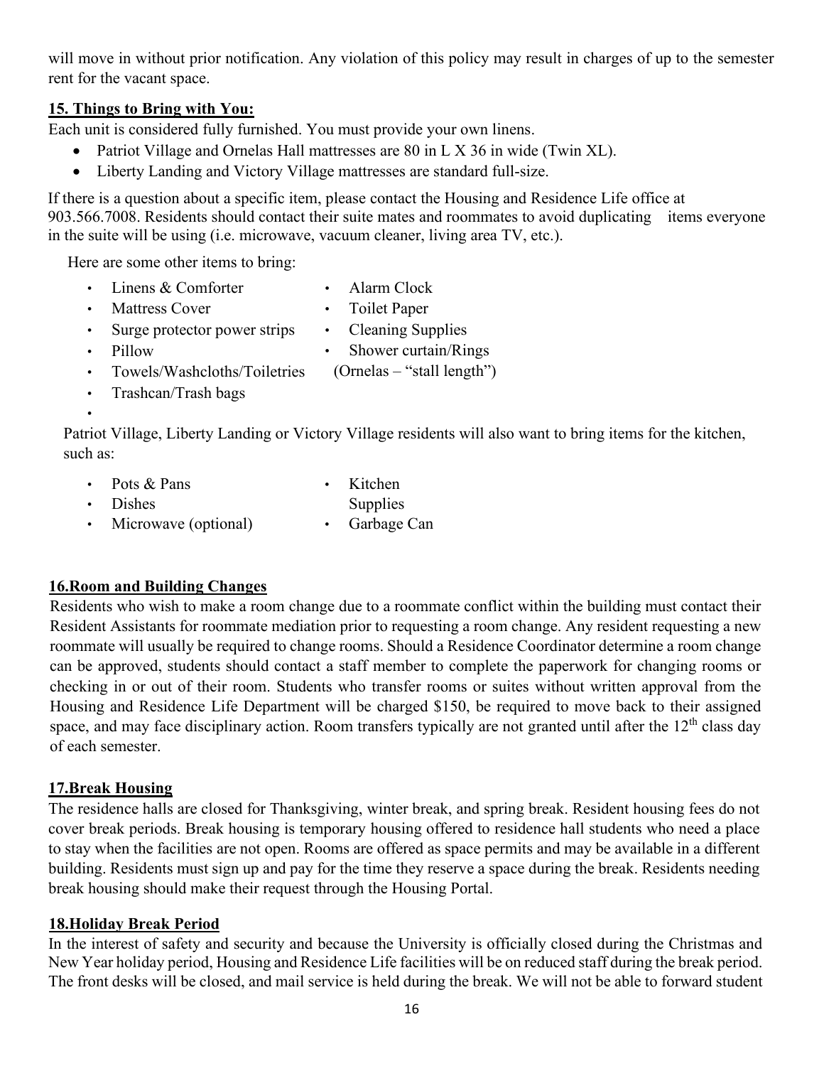will move in without prior notification. Any violation of this policy may result in charges of up to the semester rent for the vacant space.

## 15. Things to Bring with You:

Each unit is considered fully furnished. You must provide your own linens.

- Patriot Village and Ornelas Hall mattresses are 80 in L X 36 in wide (Twin XL).
- Liberty Landing and Victory Village mattresses are standard full-size.

If there is a question about a specific item, please contact the Housing and Residence Life office at 903.566.7008. Residents should contact their suite mates and roommates to avoid duplicating items everyone in the suite will be using (i.e. microwave, vacuum cleaner, living area TV, etc.).

Here are some other items to bring:

- Linens & Comforter
- Mattress Cover
- Surge protector power strips
- Pillow
- Towels/Washcloths/Toiletries
- Trashcan/Trash bags
- Alarm Clock
- Toilet Paper
- Cleaning Supplies
- Shower curtain/Rings (Ornelas – "stall length")

Patriot Village, Liberty Landing or Victory Village residents will also want to bring items for the kitchen, such as:

- Pots & Pans
- Dishes
- Microwave (optional)
- Kitchen Supplies
- Garbage Can

## 16.Room and Building Changes

Residents who wish to make a room change due to a roommate conflict within the building must contact their Resident Assistants for roommate mediation prior to requesting a room change. Any resident requesting a new roommate will usually be required to change rooms. Should a Residence Coordinator determine a room change can be approved, students should contact a staff member to complete the paperwork for changing rooms or checking in or out of their room. Students who transfer rooms or suites without written approval from the Housing and Residence Life Department will be charged $150, be required to move back to their assigned space, and may face disciplinary action. Room transfers typically are not granted until after the 12th class day of each semester.

## 17.Break Housing

The residence halls are closed for Thanksgiving, winter break, and spring break. Resident housing fees do not cover break periods. Break housing is temporary housing offered to residence hall students who need a place to stay when the facilities are not open. Rooms are offered as space permits and may be available in a different building. Residents must sign up and pay for the time they reserve a space during the break. Residents needing break housing should make their request through the Housing Portal.

## 18.Holiday Break Period

In the interest of safety and security and because the University is officially closed during the Christmas and New Year holiday period, Housing and Residence Life facilities will be on reduced staff during the break period. The front desks will be closed, and mail service is held during the break. We will not be able to forward student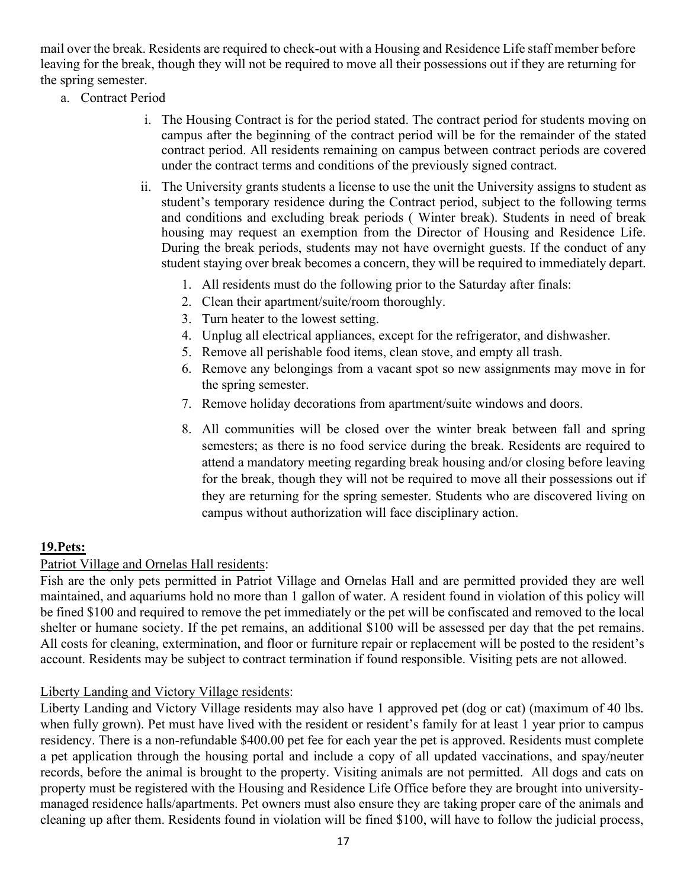mail over the break. Residents are required to check-out with a Housing and Residence Life staff member before leaving for the break, though they will not be required to move all their possessions out if they are returning for the spring semester.

a. Contract Period

   i. The Housing Contract is for the period stated. The contract period for students moving on campus after the beginning of the contract period will be for the remainder of the stated contract period. All residents remaining on campus between contract periods are covered under the contract terms and conditions of the previously signed contract.

   ii. The University grants students a license to use the unit the University assigns to student as student's temporary residence during the Contract period, subject to the following terms and conditions and excluding break periods ( Winter break). Students in need of break housing may request an exemption from the Director of Housing and Residence Life. During the break periods, students may not have overnight guests. If the conduct of any student staying over break becomes a concern, they will be required to immediately depart.

      1. All residents must do the following prior to the Saturday after finals:
      2. Clean their apartment/suite/room thoroughly.
      3. Turn heater to the lowest setting.
      4. Unplug all electrical appliances, except for the refrigerator, and dishwasher.
      5. Remove all perishable food items, clean stove, and empty all trash.
      6. Remove any belongings from a vacant spot so new assignments may move in for the spring semester.
      7. Remove holiday decorations from apartment/suite windows and doors.
      8. All communities will be closed over the winter break between fall and spring semesters; as there is no food service during the break. Residents are required to attend a mandatory meeting regarding break housing and/or closing before leaving for the break, though they will not be required to move all their possessions out if they are returning for the spring semester. Students who are discovered living on campus without authorization will face disciplinary action.

## 19.Pets:

Patriot Village and Ornelas Hall residents:

Fish are the only pets permitted in Patriot Village and Ornelas Hall and are permitted provided they are well maintained, and aquariums hold no more than 1 gallon of water. A resident found in violation of this policy will be fined $100 and required to remove the pet immediately or the pet will be confiscated and removed to the local shelter or humane society. If the pet remains, an additional $100 will be assessed per day that the pet remains. All costs for cleaning, extermination, and floor or furniture repair or replacement will be posted to the resident's account. Residents may be subject to contract termination if found responsible. Visiting pets are not allowed.

Liberty Landing and Victory Village residents:

Liberty Landing and Victory Village residents may also have 1 approved pet (dog or cat) (maximum of 40 lbs. when fully grown). Pet must have lived with the resident or resident's family for at least 1 year prior to campus residency. There is a non-refundable $400.00 pet fee for each year the pet is approved. Residents must complete a pet application through the housing portal and include a copy of all updated vaccinations, and spay/neuter records, before the animal is brought to the property. Visiting animals are not permitted. All dogs and cats on property must be registered with the Housing and Residence Life Office before they are brought into university-managed residence halls/apartments. Pet owners must also ensure they are taking proper care of the animals and cleaning up after them. Residents found in violation will be fined $100, will have to follow the judicial process,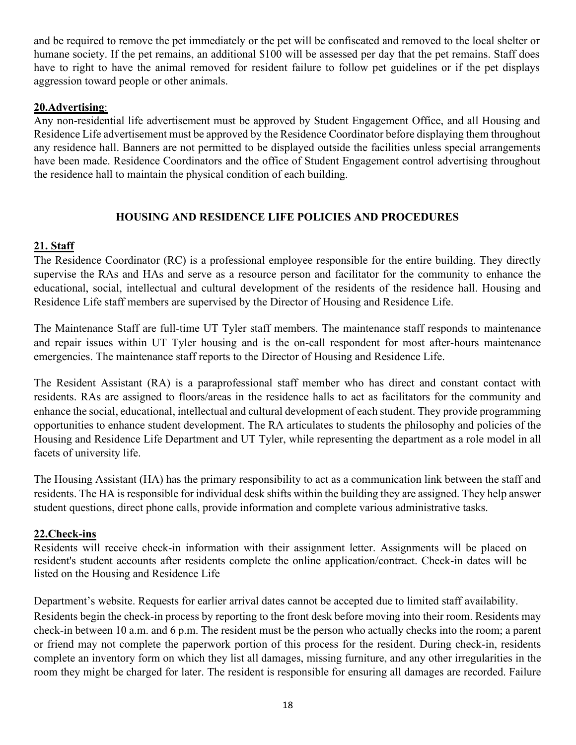and be required to remove the pet immediately or the pet will be confiscated and removed to the local shelter or humane society. If the pet remains, an additional $100 will be assessed per day that the pet remains. Staff does have to right to have the animal removed for resident failure to follow pet guidelines or if the pet displays aggression toward people or other animals.

**20.Advertising**:

Any non-residential life advertisement must be approved by Student Engagement Office, and all Housing and Residence Life advertisement must be approved by the Residence Coordinator before displaying them throughout any residence hall. Banners are not permitted to be displayed outside the facilities unless special arrangements have been made. Residence Coordinators and the office of Student Engagement control advertising throughout the residence hall to maintain the physical condition of each building.

## HOUSING AND RESIDENCE LIFE POLICIES AND PROCEDURES

**21. Staff**

The Residence Coordinator (RC) is a professional employee responsible for the entire building. They directly supervise the RAs and HAs and serve as a resource person and facilitator for the community to enhance the educational, social, intellectual and cultural development of the residents of the residence hall. Housing and Residence Life staff members are supervised by the Director of Housing and Residence Life.

The Maintenance Staff are full-time UT Tyler staff members. The maintenance staff responds to maintenance and repair issues within UT Tyler housing and is the on-call respondent for most after-hours maintenance emergencies. The maintenance staff reports to the Director of Housing and Residence Life.

The Resident Assistant (RA) is a paraprofessional staff member who has direct and constant contact with residents. RAs are assigned to floors/areas in the residence halls to act as facilitators for the community and enhance the social, educational, intellectual and cultural development of each student. They provide programming opportunities to enhance student development. The RA articulates to students the philosophy and policies of the Housing and Residence Life Department and UT Tyler, while representing the department as a role model in all facets of university life.

The Housing Assistant (HA) has the primary responsibility to act as a communication link between the staff and residents. The HA is responsible for individual desk shifts within the building they are assigned. They help answer student questions, direct phone calls, provide information and complete various administrative tasks.

**22.Check-ins**

Residents will receive check-in information with their assignment letter. Assignments will be placed on resident's student accounts after residents complete the online application/contract. Check-in dates will be listed on the Housing and Residence Life

Department's website. Requests for earlier arrival dates cannot be accepted due to limited staff availability. Residents begin the check-in process by reporting to the front desk before moving into their room. Residents may check-in between 10 a.m. and 6 p.m. The resident must be the person who actually checks into the room; a parent or friend may not complete the paperwork portion of this process for the resident. During check-in, residents complete an inventory form on which they list all damages, missing furniture, and any other irregularities in the room they might be charged for later. The resident is responsible for ensuring all damages are recorded. Failure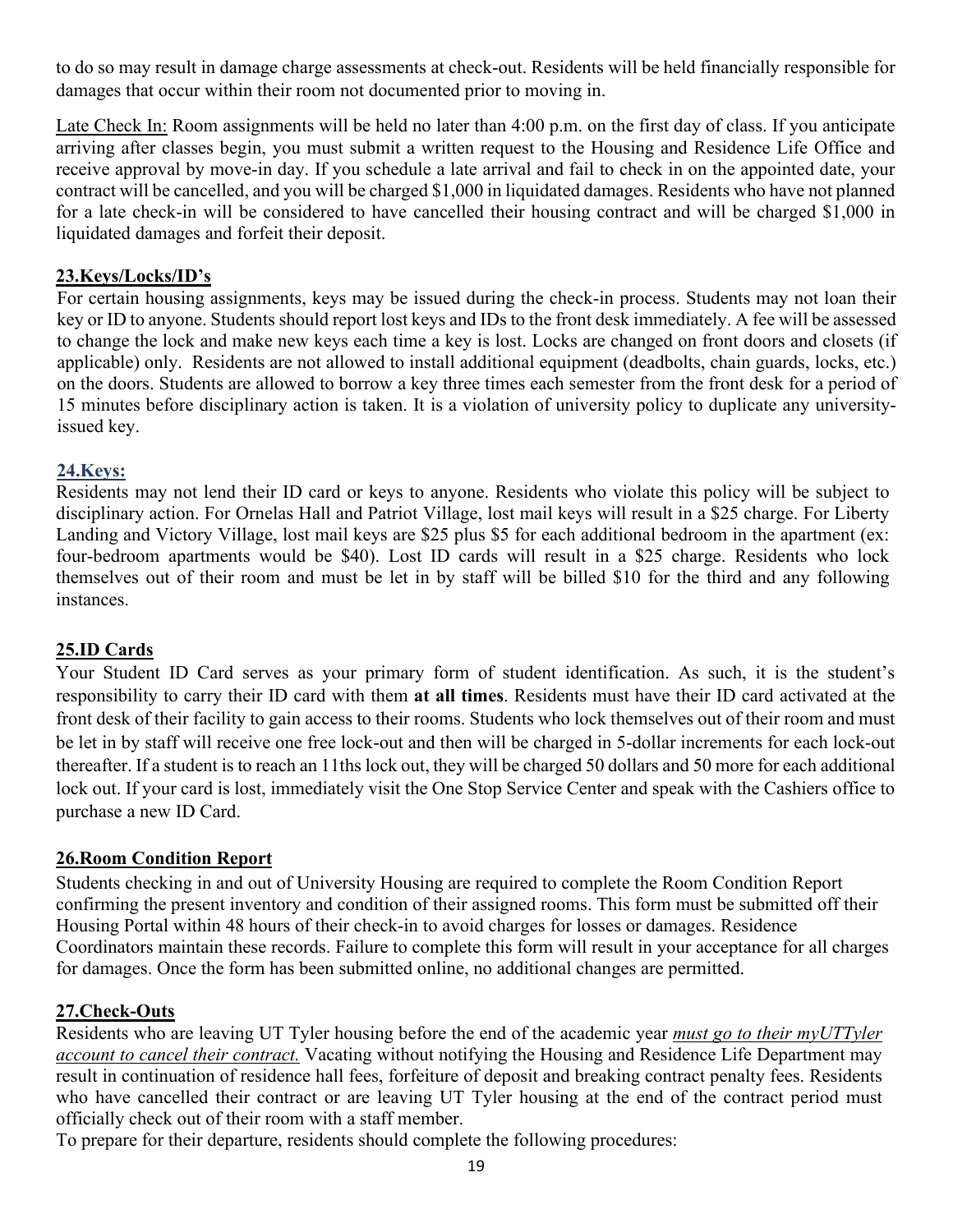to do so may result in damage charge assessments at check-out. Residents will be held financially responsible for damages that occur within their room not documented prior to moving in.

Late Check In: Room assignments will be held no later than 4:00 p.m. on the first day of class. If you anticipate arriving after classes begin, you must submit a written request to the Housing and Residence Life Office and receive approval by move-in day. If you schedule a late arrival and fail to check in on the appointed date, your contract will be cancelled, and you will be charged $1,000 in liquidated damages. Residents who have not planned for a late check-in will be considered to have cancelled their housing contract and will be charged $1,000 in liquidated damages and forfeit their deposit.

## 23.Keys/Locks/ID's

For certain housing assignments, keys may be issued during the check-in process. Students may not loan their key or ID to anyone. Students should report lost keys and IDs to the front desk immediately. A fee will be assessed to change the lock and make new keys each time a key is lost. Locks are changed on front doors and closets (if applicable) only. Residents are not allowed to install additional equipment (deadbolts, chain guards, locks, etc.) on the doors. Students are allowed to borrow a key three times each semester from the front desk for a period of 15 minutes before disciplinary action is taken. It is a violation of university policy to duplicate any university-issued key.

## 24.Keys:

Residents may not lend their ID card or keys to anyone. Residents who violate this policy will be subject to disciplinary action. For Ornelas Hall and Patriot Village, lost mail keys will result in a $25 charge. For Liberty Landing and Victory Village, lost mail keys are $25 plus $5 for each additional bedroom in the apartment (ex: four-bedroom apartments would be $40). Lost ID cards will result in a $25 charge. Residents who lock themselves out of their room and must be let in by staff will be billed $10 for the third and any following instances.

## 25.ID Cards

Your Student ID Card serves as your primary form of student identification. As such, it is the student's responsibility to carry their ID card with them **at all times**. Residents must have their ID card activated at the front desk of their facility to gain access to their rooms. Students who lock themselves out of their room and must be let in by staff will receive one free lock-out and then will be charged in 5-dollar increments for each lock-out thereafter. If a student is to reach an 11ths lock out, they will be charged 50 dollars and 50 more for each additional lock out. If your card is lost, immediately visit the One Stop Service Center and speak with the Cashiers office to purchase a new ID Card.

## 26.Room Condition Report

Students checking in and out of University Housing are required to complete the Room Condition Report confirming the present inventory and condition of their assigned rooms. This form must be submitted off their Housing Portal within 48 hours of their check-in to avoid charges for losses or damages. Residence Coordinators maintain these records. Failure to complete this form will result in your acceptance for all charges for damages. Once the form has been submitted online, no additional changes are permitted.

## 27.Check-Outs

Residents who are leaving UT Tyler housing before the end of the academic year ***must go to their myUTTyler account to cancel their contract.*** Vacating without notifying the Housing and Residence Life Department may result in continuation of residence hall fees, forfeiture of deposit and breaking contract penalty fees. Residents who have cancelled their contract or are leaving UT Tyler housing at the end of the contract period must officially check out of their room with a staff member.

To prepare for their departure, residents should complete the following procedures: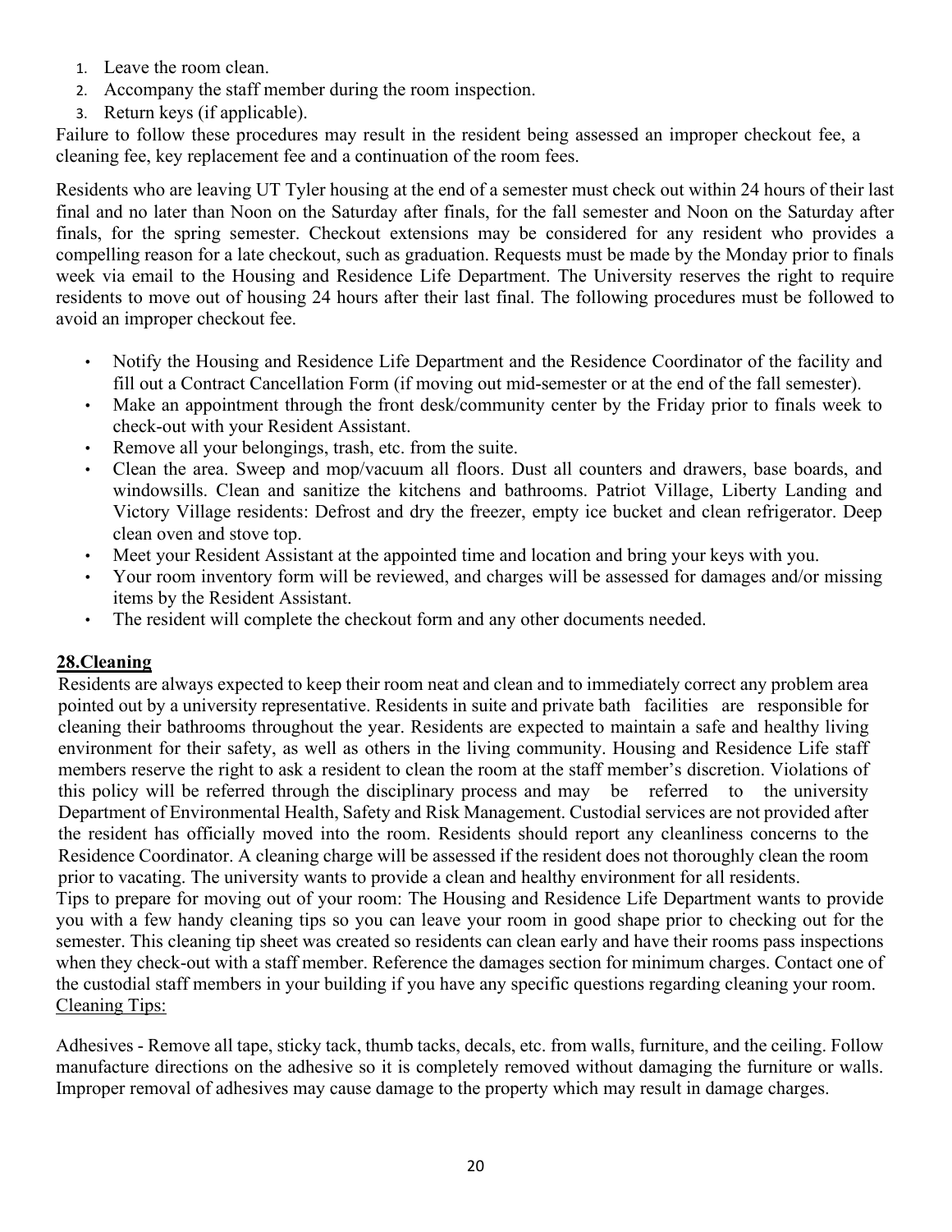1. Leave the room clean.
2. Accompany the staff member during the room inspection.
3. Return keys (if applicable).

Failure to follow these procedures may result in the resident being assessed an improper checkout fee, a cleaning fee, key replacement fee and a continuation of the room fees.

Residents who are leaving UT Tyler housing at the end of a semester must check out within 24 hours of their last final and no later than Noon on the Saturday after finals, for the fall semester and Noon on the Saturday after finals, for the spring semester. Checkout extensions may be considered for any resident who provides a compelling reason for a late checkout, such as graduation. Requests must be made by the Monday prior to finals week via email to the Housing and Residence Life Department. The University reserves the right to require residents to move out of housing 24 hours after their last final. The following procedures must be followed to avoid an improper checkout fee.

- Notify the Housing and Residence Life Department and the Residence Coordinator of the facility and fill out a Contract Cancellation Form (if moving out mid-semester or at the end of the fall semester).
- Make an appointment through the front desk/community center by the Friday prior to finals week to check-out with your Resident Assistant.
- Remove all your belongings, trash, etc. from the suite.
- Clean the area. Sweep and mop/vacuum all floors. Dust all counters and drawers, base boards, and windowsills. Clean and sanitize the kitchens and bathrooms. Patriot Village, Liberty Landing and Victory Village residents: Defrost and dry the freezer, empty ice bucket and clean refrigerator. Deep clean oven and stove top.
- Meet your Resident Assistant at the appointed time and location and bring your keys with you.
- Your room inventory form will be reviewed, and charges will be assessed for damages and/or missing items by the Resident Assistant.
- The resident will complete the checkout form and any other documents needed.

## 28.Cleaning

Residents are always expected to keep their room neat and clean and to immediately correct any problem area pointed out by a university representative. Residents in suite and private bath facilities are responsible for cleaning their bathrooms throughout the year. Residents are expected to maintain a safe and healthy living environment for their safety, as well as others in the living community. Housing and Residence Life staff members reserve the right to ask a resident to clean the room at the staff member's discretion. Violations of this policy will be referred through the disciplinary process and may be referred to the university Department of Environmental Health, Safety and Risk Management. Custodial services are not provided after the resident has officially moved into the room. Residents should report any cleanliness concerns to the Residence Coordinator. A cleaning charge will be assessed if the resident does not thoroughly clean the room prior to vacating. The university wants to provide a clean and healthy environment for all residents.

Tips to prepare for moving out of your room: The Housing and Residence Life Department wants to provide you with a few handy cleaning tips so you can leave your room in good shape prior to checking out for the semester. This cleaning tip sheet was created so residents can clean early and have their rooms pass inspections when they check-out with a staff member. Reference the damages section for minimum charges. Contact one of the custodial staff members in your building if you have any specific questions regarding cleaning your room.

Cleaning Tips:

Adhesives - Remove all tape, sticky tack, thumb tacks, decals, etc. from walls, furniture, and the ceiling. Follow manufacture directions on the adhesive so it is completely removed without damaging the furniture or walls. Improper removal of adhesives may cause damage to the property which may result in damage charges.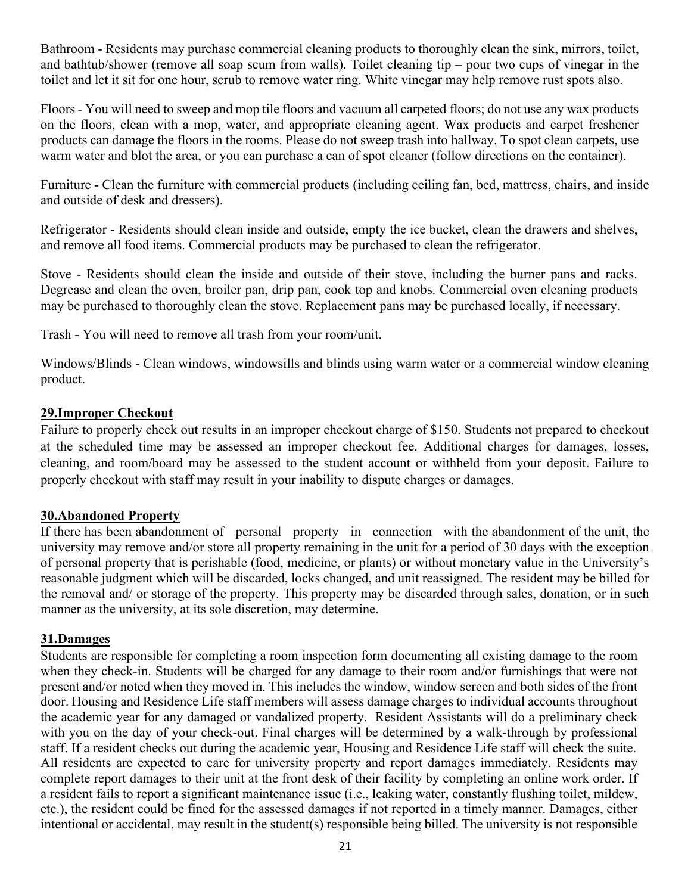Bathroom - Residents may purchase commercial cleaning products to thoroughly clean the sink, mirrors, toilet, and bathtub/shower (remove all soap scum from walls). Toilet cleaning tip – pour two cups of vinegar in the toilet and let it sit for one hour, scrub to remove water ring. White vinegar may help remove rust spots also.

Floors - You will need to sweep and mop tile floors and vacuum all carpeted floors; do not use any wax products on the floors, clean with a mop, water, and appropriate cleaning agent. Wax products and carpet freshener products can damage the floors in the rooms. Please do not sweep trash into hallway. To spot clean carpets, use warm water and blot the area, or you can purchase a can of spot cleaner (follow directions on the container).

Furniture - Clean the furniture with commercial products (including ceiling fan, bed, mattress, chairs, and inside and outside of desk and dressers).

Refrigerator - Residents should clean inside and outside, empty the ice bucket, clean the drawers and shelves, and remove all food items. Commercial products may be purchased to clean the refrigerator.

Stove - Residents should clean the inside and outside of their stove, including the burner pans and racks. Degrease and clean the oven, broiler pan, drip pan, cook top and knobs. Commercial oven cleaning products may be purchased to thoroughly clean the stove. Replacement pans may be purchased locally, if necessary.

Trash - You will need to remove all trash from your room/unit.

Windows/Blinds - Clean windows, windowsills and blinds using warm water or a commercial window cleaning product.

## 29.Improper Checkout

Failure to properly check out results in an improper checkout charge of $150. Students not prepared to checkout at the scheduled time may be assessed an improper checkout fee. Additional charges for damages, losses, cleaning, and room/board may be assessed to the student account or withheld from your deposit. Failure to properly checkout with staff may result in your inability to dispute charges or damages.

## 30.Abandoned Property

If there has been abandonment of personal property in connection with the abandonment of the unit, the university may remove and/or store all property remaining in the unit for a period of 30 days with the exception of personal property that is perishable (food, medicine, or plants) or without monetary value in the University's reasonable judgment which will be discarded, locks changed, and unit reassigned. The resident may be billed for the removal and/ or storage of the property. This property may be discarded through sales, donation, or in such manner as the university, at its sole discretion, may determine.

## 31.Damages

Students are responsible for completing a room inspection form documenting all existing damage to the room when they check-in. Students will be charged for any damage to their room and/or furnishings that were not present and/or noted when they moved in. This includes the window, window screen and both sides of the front door. Housing and Residence Life staff members will assess damage charges to individual accounts throughout the academic year for any damaged or vandalized property. Resident Assistants will do a preliminary check with you on the day of your check-out. Final charges will be determined by a walk-through by professional staff. If a resident checks out during the academic year, Housing and Residence Life staff will check the suite. All residents are expected to care for university property and report damages immediately. Residents may complete report damages to their unit at the front desk of their facility by completing an online work order. If a resident fails to report a significant maintenance issue (i.e., leaking water, constantly flushing toilet, mildew, etc.), the resident could be fined for the assessed damages if not reported in a timely manner. Damages, either intentional or accidental, may result in the student(s) responsible being billed. The university is not responsible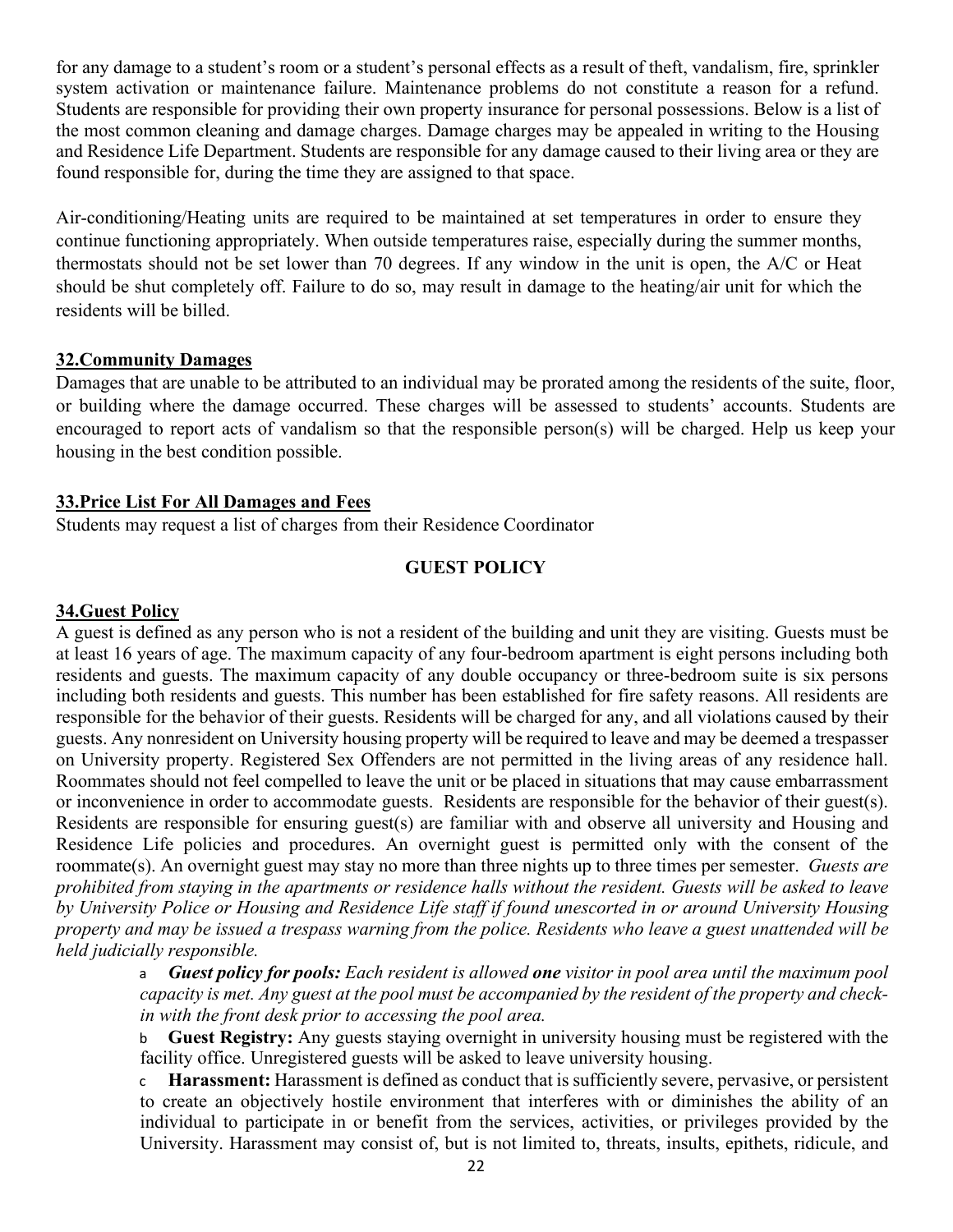for any damage to a student's room or a student's personal effects as a result of theft, vandalism, fire, sprinkler system activation or maintenance failure. Maintenance problems do not constitute a reason for a refund. Students are responsible for providing their own property insurance for personal possessions. Below is a list of the most common cleaning and damage charges. Damage charges may be appealed in writing to the Housing and Residence Life Department. Students are responsible for any damage caused to their living area or they are found responsible for, during the time they are assigned to that space.

Air-conditioning/Heating units are required to be maintained at set temperatures in order to ensure they continue functioning appropriately. When outside temperatures raise, especially during the summer months, thermostats should not be set lower than 70 degrees. If any window in the unit is open, the A/C or Heat should be shut completely off. Failure to do so, may result in damage to the heating/air unit for which the residents will be billed.

**32.Community Damages**

Damages that are unable to be attributed to an individual may be prorated among the residents of the suite, floor, or building where the damage occurred. These charges will be assessed to students' accounts. Students are encouraged to report acts of vandalism so that the responsible person(s) will be charged. Help us keep your housing in the best condition possible.

**33.Price List For All Damages and Fees**

Students may request a list of charges from their Residence Coordinator

## GUEST POLICY

**34.Guest Policy**

A guest is defined as any person who is not a resident of the building and unit they are visiting. Guests must be at least 16 years of age. The maximum capacity of any four-bedroom apartment is eight persons including both residents and guests. The maximum capacity of any double occupancy or three-bedroom suite is six persons including both residents and guests. This number has been established for fire safety reasons. All residents are responsible for the behavior of their guests. Residents will be charged for any, and all violations caused by their guests. Any nonresident on University housing property will be required to leave and may be deemed a trespasser on University property. Registered Sex Offenders are not permitted in the living areas of any residence hall. Roommates should not feel compelled to leave the unit or be placed in situations that may cause embarrassment or inconvenience in order to accommodate guests. Residents are responsible for the behavior of their guest(s). Residents are responsible for ensuring guest(s) are familiar with and observe all university and Housing and Residence Life policies and procedures. An overnight guest is permitted only with the consent of the roommate(s). An overnight guest may stay no more than three nights up to three times per semester. *Guests are prohibited from staying in the apartments or residence halls without the resident. Guests will be asked to leave by University Police or Housing and Residence Life staff if found unescorted in or around University Housing property and may be issued a trespass warning from the police. Residents who leave a guest unattended will be held judicially responsible.*

a. ***Guest policy for pools:*** *Each resident is allowed* ***one*** *visitor in pool area until the maximum pool capacity is met. Any guest at the pool must be accompanied by the resident of the property and check-in with the front desk prior to accessing the pool area.*

b. **Guest Registry:** Any guests staying overnight in university housing must be registered with the facility office. Unregistered guests will be asked to leave university housing.

c. **Harassment:** Harassment is defined as conduct that is sufficiently severe, pervasive, or persistent to create an objectively hostile environment that interferes with or diminishes the ability of an individual to participate in or benefit from the services, activities, or privileges provided by the University. Harassment may consist of, but is not limited to, threats, insults, epithets, ridicule, and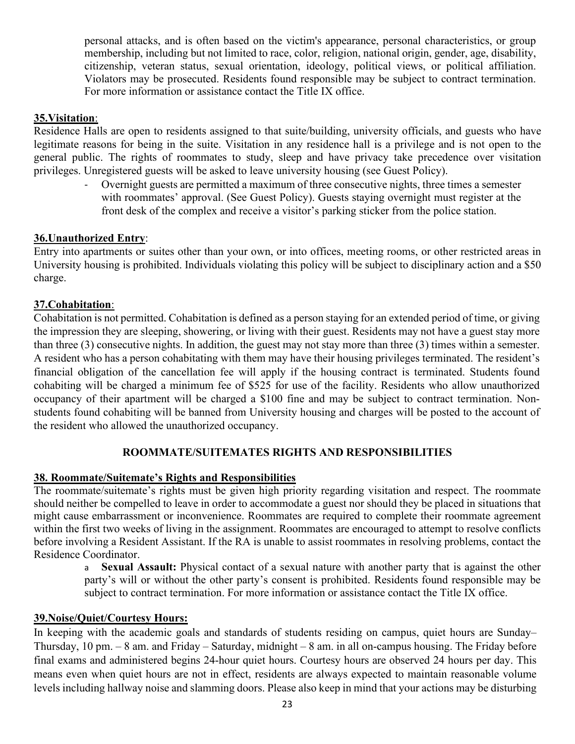personal attacks, and is often based on the victim's appearance, personal characteristics, or group membership, including but not limited to race, color, religion, national origin, gender, age, disability, citizenship, veteran status, sexual orientation, ideology, political views, or political affiliation. Violators may be prosecuted. Residents found responsible may be subject to contract termination. For more information or assistance contact the Title IX office.

**35.Visitation**:

Residence Halls are open to residents assigned to that suite/building, university officials, and guests who have legitimate reasons for being in the suite. Visitation in any residence hall is a privilege and is not open to the general public. The rights of roommates to study, sleep and have privacy take precedence over visitation privileges. Unregistered guests will be asked to leave university housing (see Guest Policy).

- Overnight guests are permitted a maximum of three consecutive nights, three times a semester with roommates' approval. (See Guest Policy). Guests staying overnight must register at the front desk of the complex and receive a visitor's parking sticker from the police station.

**36.Unauthorized Entry**:

Entry into apartments or suites other than your own, or into offices, meeting rooms, or other restricted areas in University housing is prohibited. Individuals violating this policy will be subject to disciplinary action and a $50 charge.

**37.Cohabitation**:

Cohabitation is not permitted. Cohabitation is defined as a person staying for an extended period of time, or giving the impression they are sleeping, showering, or living with their guest. Residents may not have a guest stay more than three (3) consecutive nights. In addition, the guest may not stay more than three (3) times within a semester. A resident who has a person cohabitating with them may have their housing privileges terminated. The resident's financial obligation of the cancellation fee will apply if the housing contract is terminated. Students found cohabiting will be charged a minimum fee of $525 for use of the facility. Residents who allow unauthorized occupancy of their apartment will be charged a $100 fine and may be subject to contract termination. Non-students found cohabiting will be banned from University housing and charges will be posted to the account of the resident who allowed the unauthorized occupancy.

## ROOMMATE/SUITEMATES RIGHTS AND RESPONSIBILITIES

**38. Roommate/Suitemate's Rights and Responsibilities**

The roommate/suitemate's rights must be given high priority regarding visitation and respect. The roommate should neither be compelled to leave in order to accommodate a guest nor should they be placed in situations that might cause embarrassment or inconvenience. Roommates are required to complete their roommate agreement within the first two weeks of living in the assignment. Roommates are encouraged to attempt to resolve conflicts before involving a Resident Assistant. If the RA is unable to assist roommates in resolving problems, contact the Residence Coordinator.

a. **Sexual Assault:** Physical contact of a sexual nature with another party that is against the other party's will or without the other party's consent is prohibited. Residents found responsible may be subject to contract termination. For more information or assistance contact the Title IX office.

**39.Noise/Quiet/Courtesy Hours:**

In keeping with the academic goals and standards of students residing on campus, quiet hours are Sunday–Thursday, 10 pm. – 8 am. and Friday – Saturday, midnight – 8 am. in all on-campus housing. The Friday before final exams and administered begins 24-hour quiet hours. Courtesy hours are observed 24 hours per day. This means even when quiet hours are not in effect, residents are always expected to maintain reasonable volume levels including hallway noise and slamming doors. Please also keep in mind that your actions may be disturbing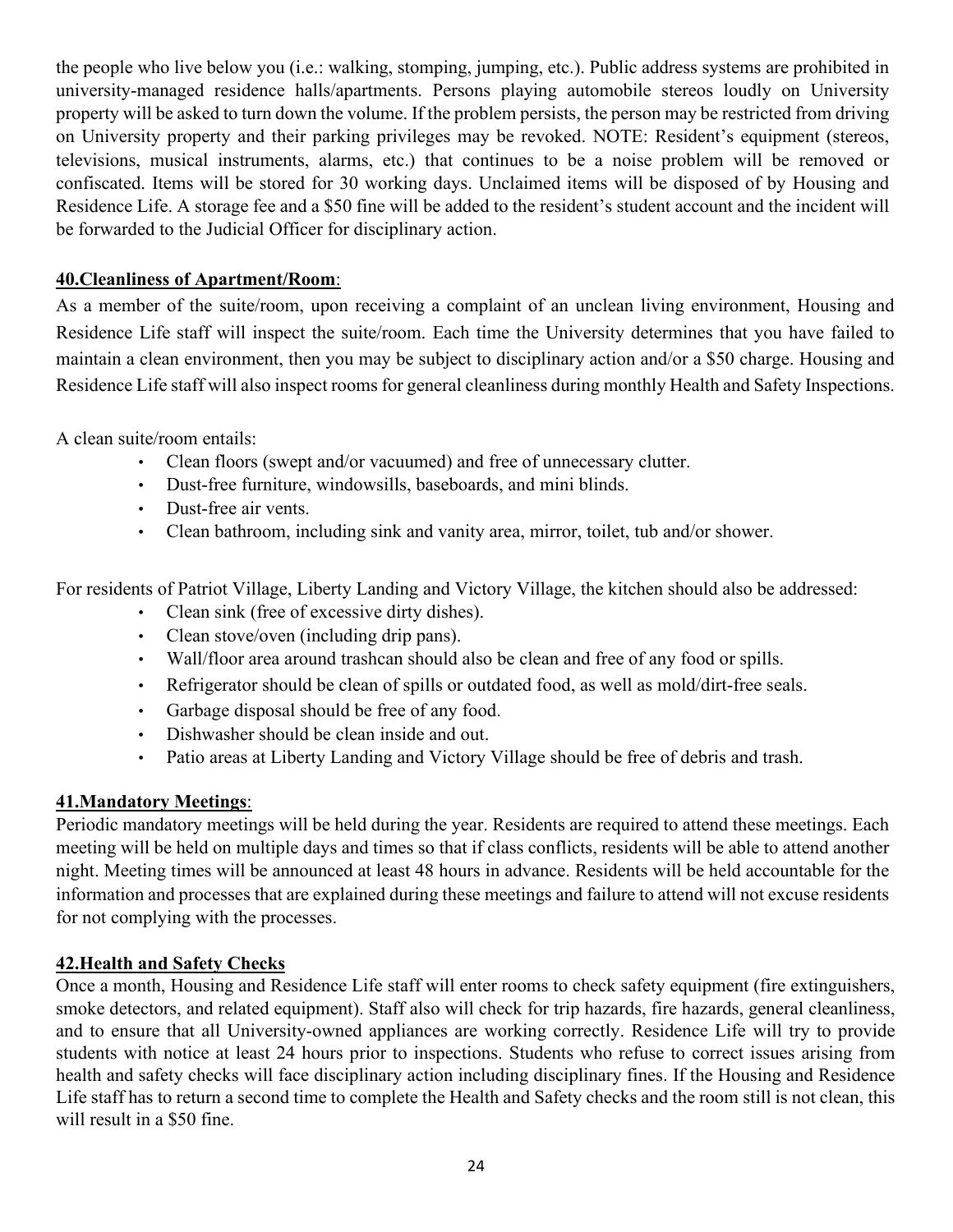the people who live below you (i.e.: walking, stomping, jumping, etc.). Public address systems are prohibited in university-managed residence halls/apartments. Persons playing automobile stereos loudly on University property will be asked to turn down the volume. If the problem persists, the person may be restricted from driving on University property and their parking privileges may be revoked. NOTE: Resident's equipment (stereos, televisions, musical instruments, alarms, etc.) that continues to be a noise problem will be removed or confiscated. Items will be stored for 30 working days. Unclaimed items will be disposed of by Housing and Residence Life. A storage fee and a $50 fine will be added to the resident's student account and the incident will be forwarded to the Judicial Officer for disciplinary action.

**40.Cleanliness of Apartment/Room**:

As a member of the suite/room, upon receiving a complaint of an unclean living environment, Housing and Residence Life staff will inspect the suite/room. Each time the University determines that you have failed to maintain a clean environment, then you may be subject to disciplinary action and/or a $50 charge. Housing and Residence Life staff will also inspect rooms for general cleanliness during monthly Health and Safety Inspections.

A clean suite/room entails:

- Clean floors (swept and/or vacuumed) and free of unnecessary clutter.
- Dust-free furniture, windowsills, baseboards, and mini blinds.
- Dust-free air vents.
- Clean bathroom, including sink and vanity area, mirror, toilet, tub and/or shower.

For residents of Patriot Village, Liberty Landing and Victory Village, the kitchen should also be addressed:

- Clean sink (free of excessive dirty dishes).
- Clean stove/oven (including drip pans).
- Wall/floor area around trashcan should also be clean and free of any food or spills.
- Refrigerator should be clean of spills or outdated food, as well as mold/dirt-free seals.
- Garbage disposal should be free of any food.
- Dishwasher should be clean inside and out.
- Patio areas at Liberty Landing and Victory Village should be free of debris and trash.

**41.Mandatory Meetings**:

Periodic mandatory meetings will be held during the year. Residents are required to attend these meetings. Each meeting will be held on multiple days and times so that if class conflicts, residents will be able to attend another night. Meeting times will be announced at least 48 hours in advance. Residents will be held accountable for the information and processes that are explained during these meetings and failure to attend will not excuse residents for not complying with the processes.

**42.Health and Safety Checks**

Once a month, Housing and Residence Life staff will enter rooms to check safety equipment (fire extinguishers, smoke detectors, and related equipment). Staff also will check for trip hazards, fire hazards, general cleanliness, and to ensure that all University-owned appliances are working correctly. Residence Life will try to provide students with notice at least 24 hours prior to inspections. Students who refuse to correct issues arising from health and safety checks will face disciplinary action including disciplinary fines. If the Housing and Residence Life staff has to return a second time to complete the Health and Safety checks and the room still is not clean, this will result in a $50 fine.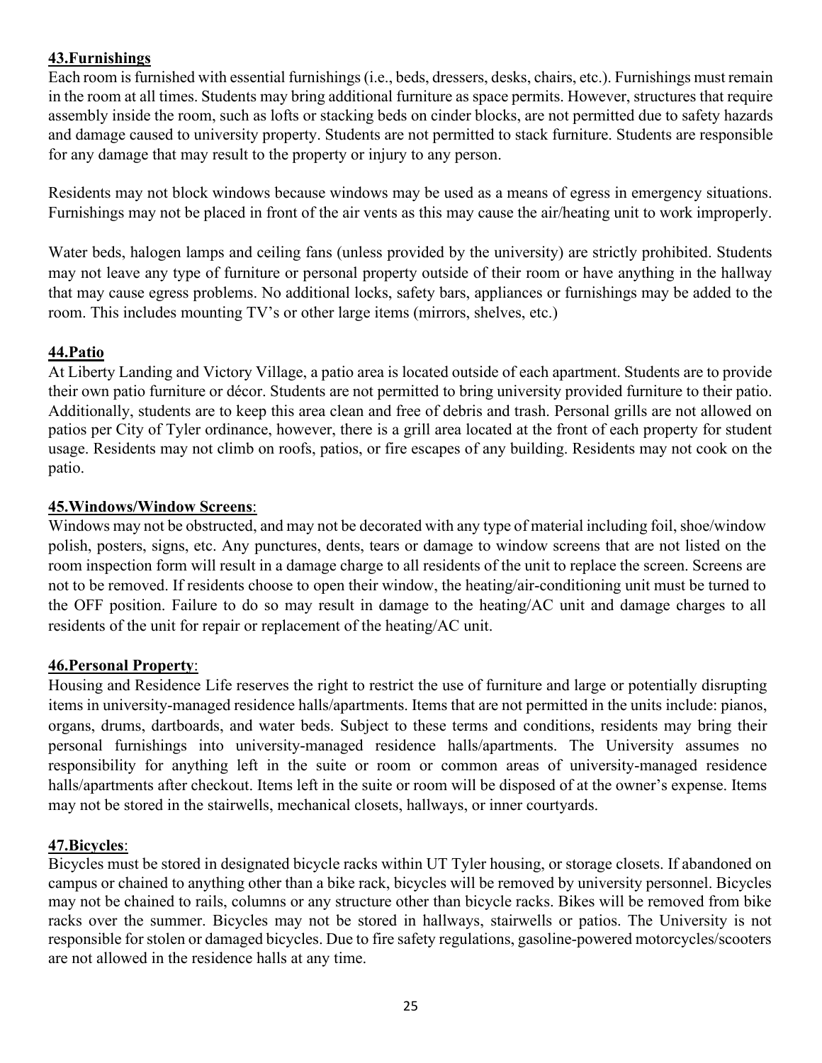**43.Furnishings**

Each room is furnished with essential furnishings (i.e., beds, dressers, desks, chairs, etc.). Furnishings must remain in the room at all times. Students may bring additional furniture as space permits. However, structures that require assembly inside the room, such as lofts or stacking beds on cinder blocks, are not permitted due to safety hazards and damage caused to university property. Students are not permitted to stack furniture. Students are responsible for any damage that may result to the property or injury to any person.

Residents may not block windows because windows may be used as a means of egress in emergency situations. Furnishings may not be placed in front of the air vents as this may cause the air/heating unit to work improperly.

Water beds, halogen lamps and ceiling fans (unless provided by the university) are strictly prohibited. Students may not leave any type of furniture or personal property outside of their room or have anything in the hallway that may cause egress problems. No additional locks, safety bars, appliances or furnishings may be added to the room. This includes mounting TV's or other large items (mirrors, shelves, etc.)

**44.Patio**

At Liberty Landing and Victory Village, a patio area is located outside of each apartment. Students are to provide their own patio furniture or décor. Students are not permitted to bring university provided furniture to their patio. Additionally, students are to keep this area clean and free of debris and trash. Personal grills are not allowed on patios per City of Tyler ordinance, however, there is a grill area located at the front of each property for student usage. Residents may not climb on roofs, patios, or fire escapes of any building. Residents may not cook on the patio.

**45.Windows/Window Screens**:

Windows may not be obstructed, and may not be decorated with any type of material including foil, shoe/window polish, posters, signs, etc. Any punctures, dents, tears or damage to window screens that are not listed on the room inspection form will result in a damage charge to all residents of the unit to replace the screen. Screens are not to be removed. If residents choose to open their window, the heating/air-conditioning unit must be turned to the OFF position. Failure to do so may result in damage to the heating/AC unit and damage charges to all residents of the unit for repair or replacement of the heating/AC unit.

**46.Personal Property**:

Housing and Residence Life reserves the right to restrict the use of furniture and large or potentially disrupting items in university-managed residence halls/apartments. Items that are not permitted in the units include: pianos, organs, drums, dartboards, and water beds. Subject to these terms and conditions, residents may bring their personal furnishings into university-managed residence halls/apartments. The University assumes no responsibility for anything left in the suite or room or common areas of university-managed residence halls/apartments after checkout. Items left in the suite or room will be disposed of at the owner's expense. Items may not be stored in the stairwells, mechanical closets, hallways, or inner courtyards.

**47.Bicycles**:

Bicycles must be stored in designated bicycle racks within UT Tyler housing, or storage closets. If abandoned on campus or chained to anything other than a bike rack, bicycles will be removed by university personnel. Bicycles may not be chained to rails, columns or any structure other than bicycle racks. Bikes will be removed from bike racks over the summer. Bicycles may not be stored in hallways, stairwells or patios. The University is not responsible for stolen or damaged bicycles. Due to fire safety regulations, gasoline-powered motorcycles/scooters are not allowed in the residence halls at any time.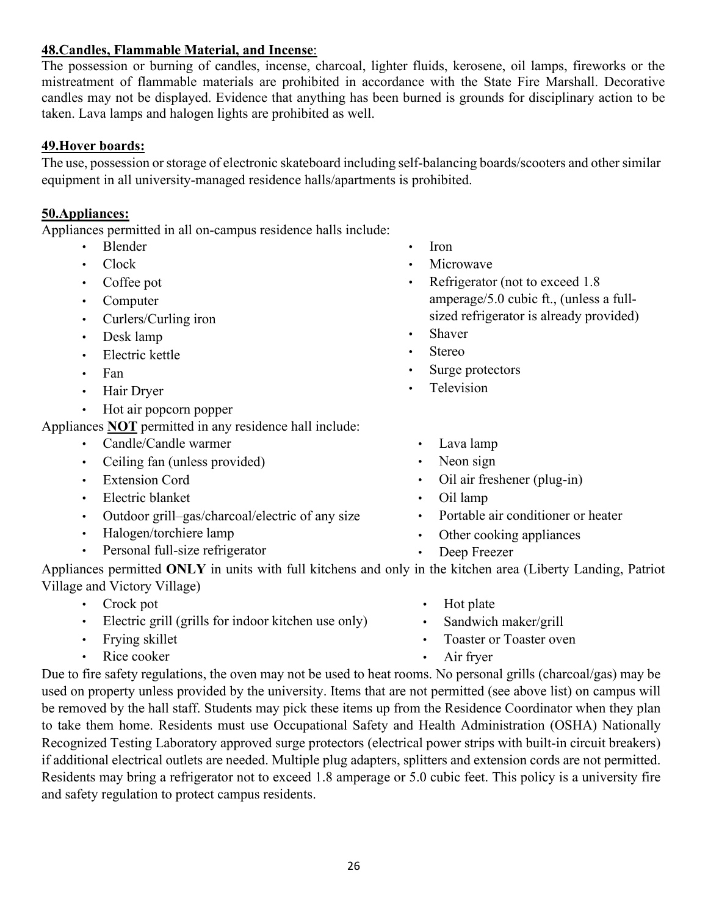**48.Candles, Flammable Material, and Incense**:

The possession or burning of candles, incense, charcoal, lighter fluids, kerosene, oil lamps, fireworks or the mistreatment of flammable materials are prohibited in accordance with the State Fire Marshall. Decorative candles may not be displayed. Evidence that anything has been burned is grounds for disciplinary action to be taken. Lava lamps and halogen lights are prohibited as well.

**49.Hover boards:**

The use, possession or storage of electronic skateboard including self-balancing boards/scooters and other similar equipment in all university-managed residence halls/apartments is prohibited.

**50.Appliances:**

Appliances permitted in all on-campus residence halls include:

- Blender
- Clock
- Coffee pot
- Computer
- Curlers/Curling iron
- Desk lamp
- Electric kettle
- Fan
- Hair Dryer
- Hot air popcorn popper
- Iron
- Microwave
- Refrigerator (not to exceed 1.8 amperage/5.0 cubic ft., (unless a full-sized refrigerator is already provided)
- Shaver
- Stereo
- Surge protectors
- Television

Appliances **NOT** permitted in any residence hall include:

- Candle/Candle warmer
- Ceiling fan (unless provided)
- Extension Cord
- Electric blanket
- Outdoor grill–gas/charcoal/electric of any size
- Halogen/torchiere lamp
- Personal full-size refrigerator
- Lava lamp
- Neon sign
- Oil air freshener (plug-in)
- Oil lamp
- Portable air conditioner or heater
- Other cooking appliances
- Deep Freezer

Appliances permitted **ONLY** in units with full kitchens and only in the kitchen area (Liberty Landing, Patriot Village and Victory Village)

- Crock pot
- Electric grill (grills for indoor kitchen use only)
- Frying skillet
- Rice cooker
- Hot plate
- Sandwich maker/grill
- Toaster or Toaster oven
- Air fryer

Due to fire safety regulations, the oven may not be used to heat rooms. No personal grills (charcoal/gas) may be used on property unless provided by the university. Items that are not permitted (see above list) on campus will be removed by the hall staff. Students may pick these items up from the Residence Coordinator when they plan to take them home. Residents must use Occupational Safety and Health Administration (OSHA) Nationally Recognized Testing Laboratory approved surge protectors (electrical power strips with built-in circuit breakers) if additional electrical outlets are needed. Multiple plug adapters, splitters and extension cords are not permitted. Residents may bring a refrigerator not to exceed 1.8 amperage or 5.0 cubic feet. This policy is a university fire and safety regulation to protect campus residents.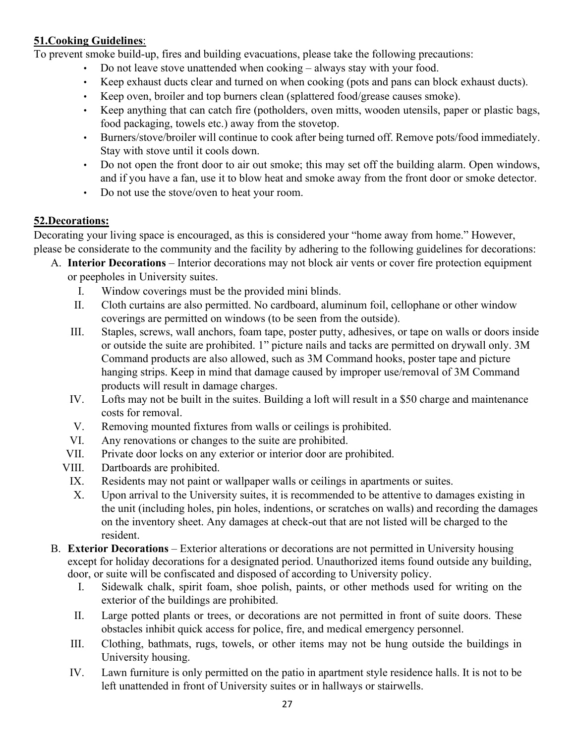**51.Cooking Guidelines**:

To prevent smoke build-up, fires and building evacuations, please take the following precautions:

- Do not leave stove unattended when cooking – always stay with your food.
- Keep exhaust ducts clear and turned on when cooking (pots and pans can block exhaust ducts).
- Keep oven, broiler and top burners clean (splattered food/grease causes smoke).
- Keep anything that can catch fire (potholders, oven mitts, wooden utensils, paper or plastic bags, food packaging, towels etc.) away from the stovetop.
- Burners/stove/broiler will continue to cook after being turned off. Remove pots/food immediately. Stay with stove until it cools down.
- Do not open the front door to air out smoke; this may set off the building alarm. Open windows, and if you have a fan, use it to blow heat and smoke away from the front door or smoke detector.
- Do not use the stove/oven to heat your room.

**52.Decorations:**

Decorating your living space is encouraged, as this is considered your "home away from home." However, please be considerate to the community and the facility by adhering to the following guidelines for decorations:

A. **Interior Decorations** – Interior decorations may not block air vents or cover fire protection equipment or peepholes in University suites.
   - I. Window coverings must be the provided mini blinds.
   - II. Cloth curtains are also permitted. No cardboard, aluminum foil, cellophane or other window coverings are permitted on windows (to be seen from the outside).
   - III. Staples, screws, wall anchors, foam tape, poster putty, adhesives, or tape on walls or doors inside or outside the suite are prohibited. 1" picture nails and tacks are permitted on drywall only. 3M Command products are also allowed, such as 3M Command hooks, poster tape and picture hanging strips. Keep in mind that damage caused by improper use/removal of 3M Command products will result in damage charges.
   - IV. Lofts may not be built in the suites. Building a loft will result in a $50 charge and maintenance costs for removal.
   - V. Removing mounted fixtures from walls or ceilings is prohibited.
   - VI. Any renovations or changes to the suite are prohibited.
   - VII. Private door locks on any exterior or interior door are prohibited.
   - VIII. Dartboards are prohibited.
   - IX. Residents may not paint or wallpaper walls or ceilings in apartments or suites.
   - X. Upon arrival to the University suites, it is recommended to be attentive to damages existing in the unit (including holes, pin holes, indentions, or scratches on walls) and recording the damages on the inventory sheet. Any damages at check-out that are not listed will be charged to the resident.

B. **Exterior Decorations** – Exterior alterations or decorations are not permitted in University housing except for holiday decorations for a designated period. Unauthorized items found outside any building, door, or suite will be confiscated and disposed of according to University policy.
   - I. Sidewalk chalk, spirit foam, shoe polish, paints, or other methods used for writing on the exterior of the buildings are prohibited.
   - II. Large potted plants or trees, or decorations are not permitted in front of suite doors. These obstacles inhibit quick access for police, fire, and medical emergency personnel.
   - III. Clothing, bathmats, rugs, towels, or other items may not be hung outside the buildings in University housing.
   - IV. Lawn furniture is only permitted on the patio in apartment style residence halls. It is not to be left unattended in front of University suites or in hallways or stairwells.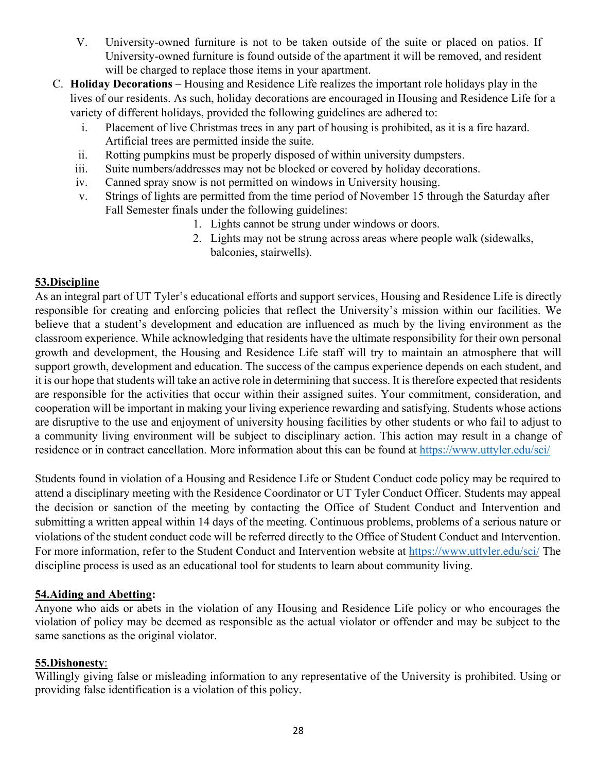V. University-owned furniture is not to be taken outside of the suite or placed on patios. If University-owned furniture is found outside of the apartment it will be removed, and resident will be charged to replace those items in your apartment.

C. **Holiday Decorations** – Housing and Residence Life realizes the important role holidays play in the lives of our residents. As such, holiday decorations are encouraged in Housing and Residence Life for a variety of different holidays, provided the following guidelines are adhered to:

   i. Placement of live Christmas trees in any part of housing is prohibited, as it is a fire hazard. Artificial trees are permitted inside the suite.
   ii. Rotting pumpkins must be properly disposed of within university dumpsters.
   iii. Suite numbers/addresses may not be blocked or covered by holiday decorations.
   iv. Canned spray snow is not permitted on windows in University housing.
   v. Strings of lights are permitted from the time period of November 15 through the Saturday after Fall Semester finals under the following guidelines:
      1. Lights cannot be strung under windows or doors.
      2. Lights may not be strung across areas where people walk (sidewalks, balconies, stairwells).

## 53.Discipline

As an integral part of UT Tyler's educational efforts and support services, Housing and Residence Life is directly responsible for creating and enforcing policies that reflect the University's mission within our facilities. We believe that a student's development and education are influenced as much by the living environment as the classroom experience. While acknowledging that residents have the ultimate responsibility for their own personal growth and development, the Housing and Residence Life staff will try to maintain an atmosphere that will support growth, development and education. The success of the campus experience depends on each student, and it is our hope that students will take an active role in determining that success. It is therefore expected that residents are responsible for the activities that occur within their assigned suites. Your commitment, consideration, and cooperation will be important in making your living experience rewarding and satisfying. Students whose actions are disruptive to the use and enjoyment of university housing facilities by other students or who fail to adjust to a community living environment will be subject to disciplinary action. This action may result in a change of residence or in contract cancellation. More information about this can be found at https://www.uttyler.edu/sci/

Students found in violation of a Housing and Residence Life or Student Conduct code policy may be required to attend a disciplinary meeting with the Residence Coordinator or UT Tyler Conduct Officer. Students may appeal the decision or sanction of the meeting by contacting the Office of Student Conduct and Intervention and submitting a written appeal within 14 days of the meeting. Continuous problems, problems of a serious nature or violations of the student conduct code will be referred directly to the Office of Student Conduct and Intervention. For more information, refer to the Student Conduct and Intervention website at https://www.uttyler.edu/sci/ The discipline process is used as an educational tool for students to learn about community living.

## 54.Aiding and Abetting:

Anyone who aids or abets in the violation of any Housing and Residence Life policy or who encourages the violation of policy may be deemed as responsible as the actual violator or offender and may be subject to the same sanctions as the original violator.

## 55.Dishonesty:

Willingly giving false or misleading information to any representative of the University is prohibited. Using or providing false identification is a violation of this policy.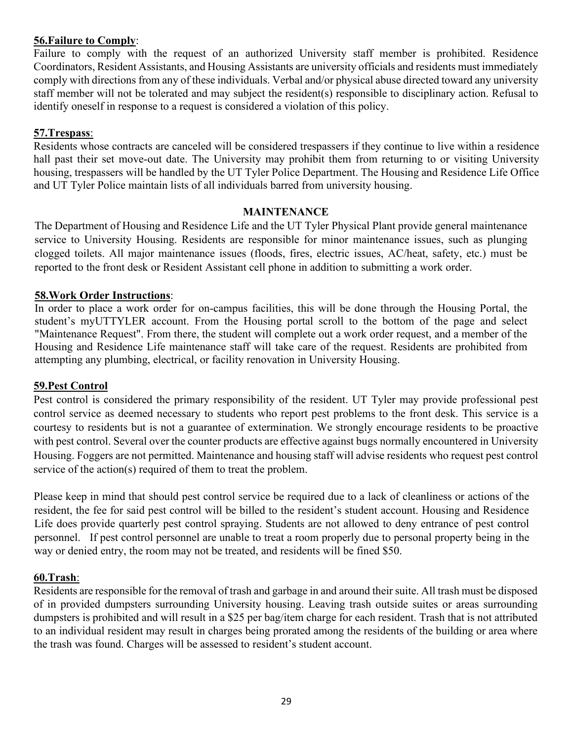**56.Failure to Comply**:

Failure to comply with the request of an authorized University staff member is prohibited. Residence Coordinators, Resident Assistants, and Housing Assistants are university officials and residents must immediately comply with directions from any of these individuals. Verbal and/or physical abuse directed toward any university staff member will not be tolerated and may subject the resident(s) responsible to disciplinary action. Refusal to identify oneself in response to a request is considered a violation of this policy.

**57.Trespass**:

Residents whose contracts are canceled will be considered trespassers if they continue to live within a residence hall past their set move-out date. The University may prohibit them from returning to or visiting University housing, trespassers will be handled by the UT Tyler Police Department. The Housing and Residence Life Office and UT Tyler Police maintain lists of all individuals barred from university housing.

## MAINTENANCE

The Department of Housing and Residence Life and the UT Tyler Physical Plant provide general maintenance service to University Housing. Residents are responsible for minor maintenance issues, such as plunging clogged toilets. All major maintenance issues (floods, fires, electric issues, AC/heat, safety, etc.) must be reported to the front desk or Resident Assistant cell phone in addition to submitting a work order.

**58.Work Order Instructions**:

In order to place a work order for on-campus facilities, this will be done through the Housing Portal, the student's myUTTYLER account. From the Housing portal scroll to the bottom of the page and select "Maintenance Request". From there, the student will complete out a work order request, and a member of the Housing and Residence Life maintenance staff will take care of the request. Residents are prohibited from attempting any plumbing, electrical, or facility renovation in University Housing.

**59.Pest Control**

Pest control is considered the primary responsibility of the resident. UT Tyler may provide professional pest control service as deemed necessary to students who report pest problems to the front desk. This service is a courtesy to residents but is not a guarantee of extermination. We strongly encourage residents to be proactive with pest control. Several over the counter products are effective against bugs normally encountered in University Housing. Foggers are not permitted. Maintenance and housing staff will advise residents who request pest control service of the action(s) required of them to treat the problem.

Please keep in mind that should pest control service be required due to a lack of cleanliness or actions of the resident, the fee for said pest control will be billed to the resident's student account. Housing and Residence Life does provide quarterly pest control spraying. Students are not allowed to deny entrance of pest control personnel. If pest control personnel are unable to treat a room properly due to personal property being in the way or denied entry, the room may not be treated, and residents will be fined $50.

**60.Trash**:

Residents are responsible for the removal of trash and garbage in and around their suite. All trash must be disposed of in provided dumpsters surrounding University housing. Leaving trash outside suites or areas surrounding dumpsters is prohibited and will result in a $25 per bag/item charge for each resident. Trash that is not attributed to an individual resident may result in charges being prorated among the residents of the building or area where the trash was found. Charges will be assessed to resident's student account.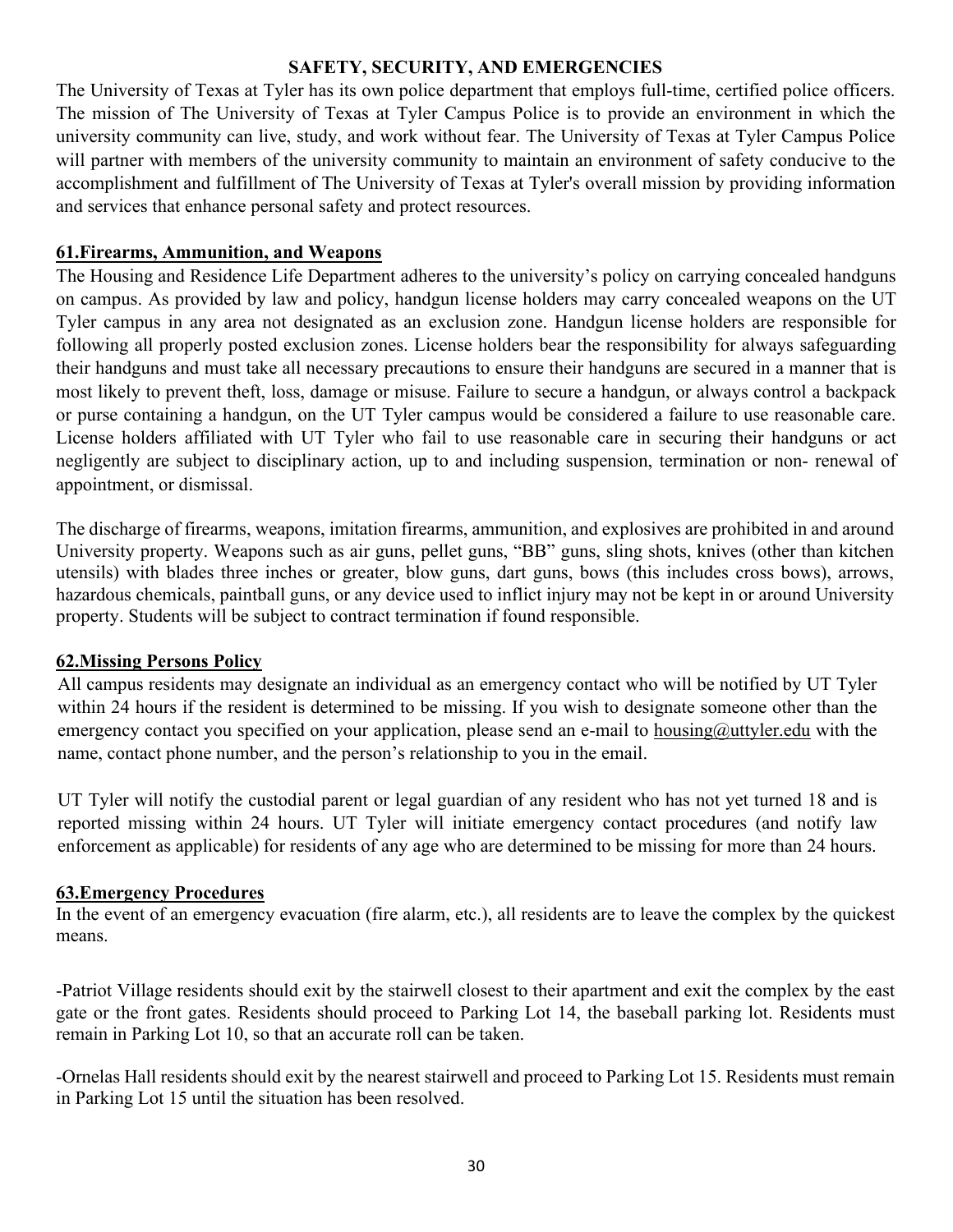## SAFETY, SECURITY, AND EMERGENCIES

The University of Texas at Tyler has its own police department that employs full-time, certified police officers. The mission of The University of Texas at Tyler Campus Police is to provide an environment in which the university community can live, study, and work without fear. The University of Texas at Tyler Campus Police will partner with members of the university community to maintain an environment of safety conducive to the accomplishment and fulfillment of The University of Texas at Tyler's overall mission by providing information and services that enhance personal safety and protect resources.

### 61.Firearms, Ammunition, and Weapons

The Housing and Residence Life Department adheres to the university's policy on carrying concealed handguns on campus. As provided by law and policy, handgun license holders may carry concealed weapons on the UT Tyler campus in any area not designated as an exclusion zone. Handgun license holders are responsible for following all properly posted exclusion zones. License holders bear the responsibility for always safeguarding their handguns and must take all necessary precautions to ensure their handguns are secured in a manner that is most likely to prevent theft, loss, damage or misuse. Failure to secure a handgun, or always control a backpack or purse containing a handgun, on the UT Tyler campus would be considered a failure to use reasonable care. License holders affiliated with UT Tyler who fail to use reasonable care in securing their handguns or act negligently are subject to disciplinary action, up to and including suspension, termination or non- renewal of appointment, or dismissal.

The discharge of firearms, weapons, imitation firearms, ammunition, and explosives are prohibited in and around University property. Weapons such as air guns, pellet guns, "BB" guns, sling shots, knives (other than kitchen utensils) with blades three inches or greater, blow guns, dart guns, bows (this includes cross bows), arrows, hazardous chemicals, paintball guns, or any device used to inflict injury may not be kept in or around University property. Students will be subject to contract termination if found responsible.

### 62.Missing Persons Policy

All campus residents may designate an individual as an emergency contact who will be notified by UT Tyler within 24 hours if the resident is determined to be missing. If you wish to designate someone other than the emergency contact you specified on your application, please send an e-mail to housing@uttyler.edu with the name, contact phone number, and the person's relationship to you in the email.

UT Tyler will notify the custodial parent or legal guardian of any resident who has not yet turned 18 and is reported missing within 24 hours. UT Tyler will initiate emergency contact procedures (and notify law enforcement as applicable) for residents of any age who are determined to be missing for more than 24 hours.

### 63.Emergency Procedures

In the event of an emergency evacuation (fire alarm, etc.), all residents are to leave the complex by the quickest means.

-Patriot Village residents should exit by the stairwell closest to their apartment and exit the complex by the east gate or the front gates. Residents should proceed to Parking Lot 14, the baseball parking lot. Residents must remain in Parking Lot 10, so that an accurate roll can be taken.

-Ornelas Hall residents should exit by the nearest stairwell and proceed to Parking Lot 15. Residents must remain in Parking Lot 15 until the situation has been resolved.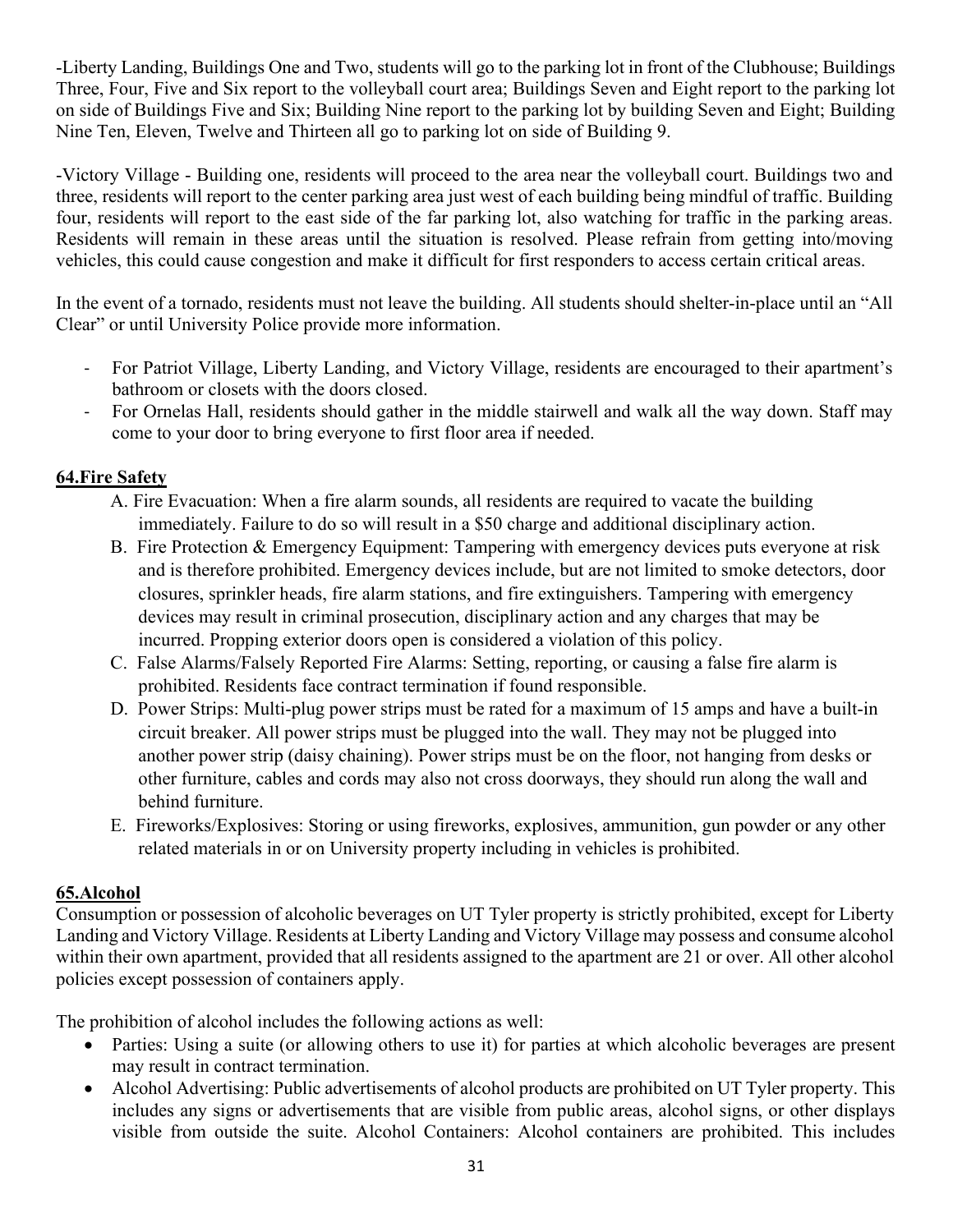-Liberty Landing, Buildings One and Two, students will go to the parking lot in front of the Clubhouse; Buildings Three, Four, Five and Six report to the volleyball court area; Buildings Seven and Eight report to the parking lot on side of Buildings Five and Six; Building Nine report to the parking lot by building Seven and Eight; Building Nine Ten, Eleven, Twelve and Thirteen all go to parking lot on side of Building 9.

-Victory Village - Building one, residents will proceed to the area near the volleyball court. Buildings two and three, residents will report to the center parking area just west of each building being mindful of traffic. Building four, residents will report to the east side of the far parking lot, also watching for traffic in the parking areas. Residents will remain in these areas until the situation is resolved. Please refrain from getting into/moving vehicles, this could cause congestion and make it difficult for first responders to access certain critical areas.

In the event of a tornado, residents must not leave the building. All students should shelter-in-place until an "All Clear" or until University Police provide more information.

- For Patriot Village, Liberty Landing, and Victory Village, residents are encouraged to their apartment's bathroom or closets with the doors closed.
- For Ornelas Hall, residents should gather in the middle stairwell and walk all the way down. Staff may come to your door to bring everyone to first floor area if needed.

## 64.Fire Safety

A. Fire Evacuation: When a fire alarm sounds, all residents are required to vacate the building immediately. Failure to do so will result in a $50 charge and additional disciplinary action.

B. Fire Protection & Emergency Equipment: Tampering with emergency devices puts everyone at risk and is therefore prohibited. Emergency devices include, but are not limited to smoke detectors, door closures, sprinkler heads, fire alarm stations, and fire extinguishers. Tampering with emergency devices may result in criminal prosecution, disciplinary action and any charges that may be incurred. Propping exterior doors open is considered a violation of this policy.

C. False Alarms/Falsely Reported Fire Alarms: Setting, reporting, or causing a false fire alarm is prohibited. Residents face contract termination if found responsible.

D. Power Strips: Multi-plug power strips must be rated for a maximum of 15 amps and have a built-in circuit breaker. All power strips must be plugged into the wall. They may not be plugged into another power strip (daisy chaining). Power strips must be on the floor, not hanging from desks or other furniture, cables and cords may also not cross doorways, they should run along the wall and behind furniture.

E. Fireworks/Explosives: Storing or using fireworks, explosives, ammunition, gun powder or any other related materials in or on University property including in vehicles is prohibited.

## 65.Alcohol

Consumption or possession of alcoholic beverages on UT Tyler property is strictly prohibited, except for Liberty Landing and Victory Village. Residents at Liberty Landing and Victory Village may possess and consume alcohol within their own apartment, provided that all residents assigned to the apartment are 21 or over. All other alcohol policies except possession of containers apply.

The prohibition of alcohol includes the following actions as well:

- Parties: Using a suite (or allowing others to use it) for parties at which alcoholic beverages are present may result in contract termination.
- Alcohol Advertising: Public advertisements of alcohol products are prohibited on UT Tyler property. This includes any signs or advertisements that are visible from public areas, alcohol signs, or other displays visible from outside the suite. Alcohol Containers: Alcohol containers are prohibited. This includes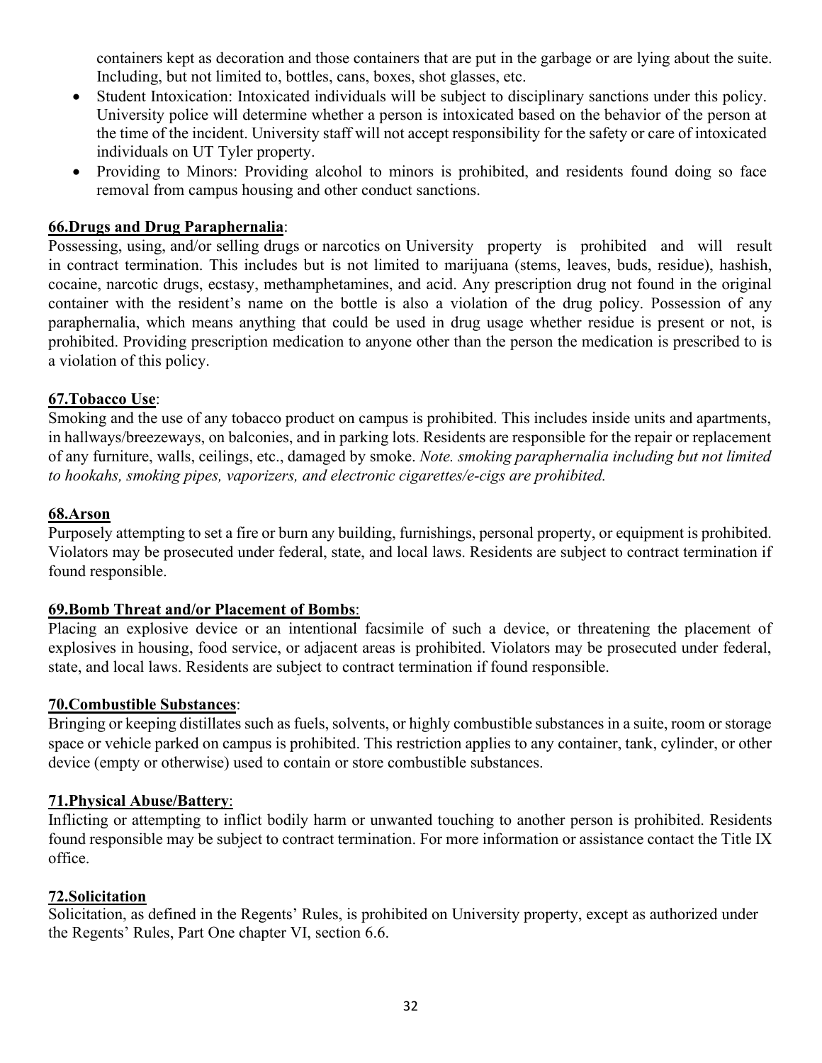containers kept as decoration and those containers that are put in the garbage or are lying about the suite. Including, but not limited to, bottles, cans, boxes, shot glasses, etc.

- Student Intoxication: Intoxicated individuals will be subject to disciplinary sanctions under this policy. University police will determine whether a person is intoxicated based on the behavior of the person at the time of the incident. University staff will not accept responsibility for the safety or care of intoxicated individuals on UT Tyler property.
- Providing to Minors: Providing alcohol to minors is prohibited, and residents found doing so face removal from campus housing and other conduct sanctions.

**66.Drugs and Drug Paraphernalia**:

Possessing, using, and/or selling drugs or narcotics on University property is prohibited and will result in contract termination. This includes but is not limited to marijuana (stems, leaves, buds, residue), hashish, cocaine, narcotic drugs, ecstasy, methamphetamines, and acid. Any prescription drug not found in the original container with the resident's name on the bottle is also a violation of the drug policy. Possession of any paraphernalia, which means anything that could be used in drug usage whether residue is present or not, is prohibited. Providing prescription medication to anyone other than the person the medication is prescribed to is a violation of this policy.

**67.Tobacco Use**:

Smoking and the use of any tobacco product on campus is prohibited. This includes inside units and apartments, in hallways/breezeways, on balconies, and in parking lots. Residents are responsible for the repair or replacement of any furniture, walls, ceilings, etc., damaged by smoke. *Note. smoking paraphernalia including but not limited to hookahs, smoking pipes, vaporizers, and electronic cigarettes/e-cigs are prohibited.*

**68.Arson**

Purposely attempting to set a fire or burn any building, furnishings, personal property, or equipment is prohibited. Violators may be prosecuted under federal, state, and local laws. Residents are subject to contract termination if found responsible.

**69.Bomb Threat and/or Placement of Bombs**:

Placing an explosive device or an intentional facsimile of such a device, or threatening the placement of explosives in housing, food service, or adjacent areas is prohibited. Violators may be prosecuted under federal, state, and local laws. Residents are subject to contract termination if found responsible.

**70.Combustible Substances**:

Bringing or keeping distillates such as fuels, solvents, or highly combustible substances in a suite, room or storage space or vehicle parked on campus is prohibited. This restriction applies to any container, tank, cylinder, or other device (empty or otherwise) used to contain or store combustible substances.

**71.Physical Abuse/Battery**:

Inflicting or attempting to inflict bodily harm or unwanted touching to another person is prohibited. Residents found responsible may be subject to contract termination. For more information or assistance contact the Title IX office.

**72.Solicitation**

Solicitation, as defined in the Regents' Rules, is prohibited on University property, except as authorized under the Regents' Rules, Part One chapter VI, section 6.6.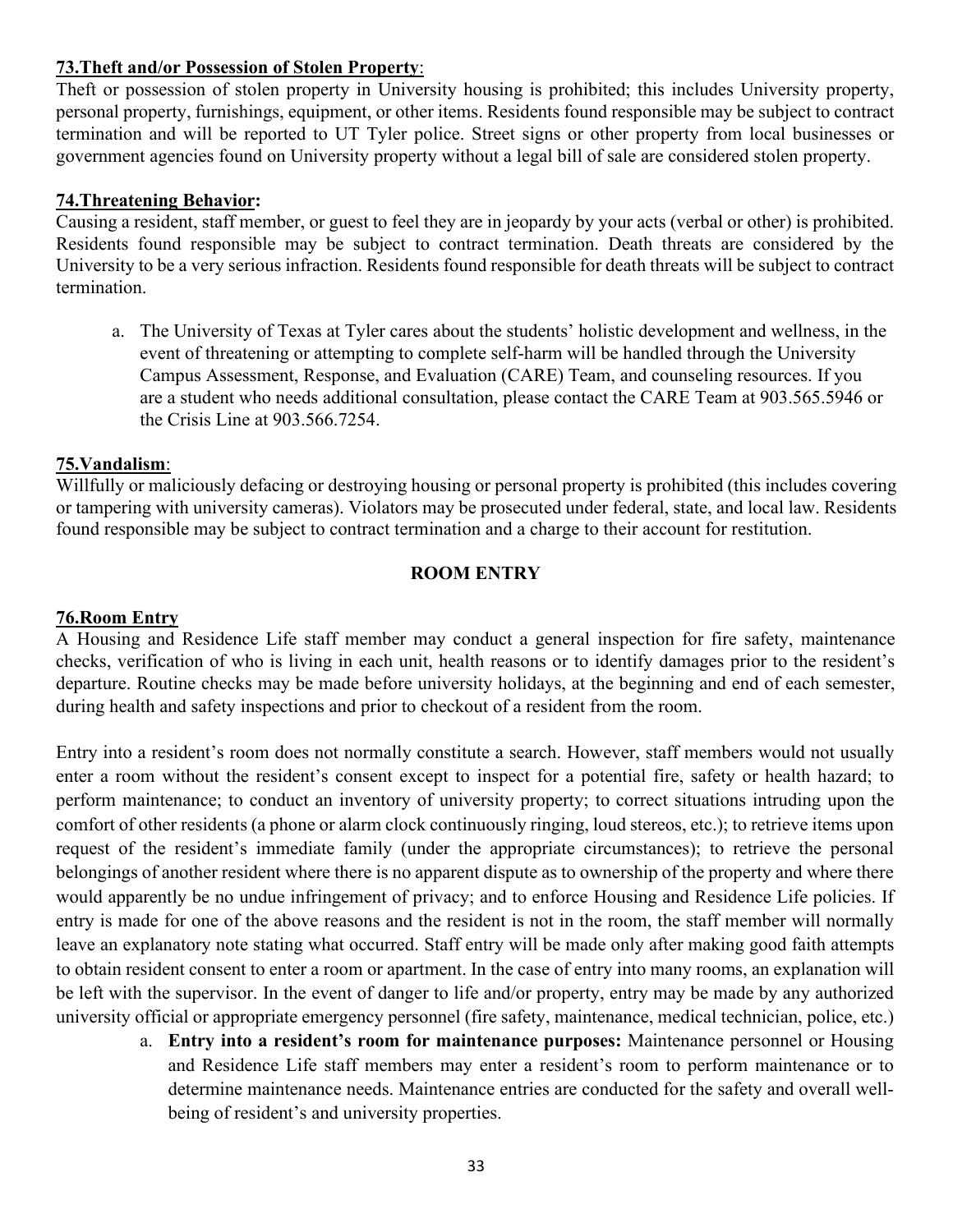**73.Theft and/or Possession of Stolen Property**:

Theft or possession of stolen property in University housing is prohibited; this includes University property, personal property, furnishings, equipment, or other items. Residents found responsible may be subject to contract termination and will be reported to UT Tyler police. Street signs or other property from local businesses or government agencies found on University property without a legal bill of sale are considered stolen property.

**74.Threatening Behavior:**

Causing a resident, staff member, or guest to feel they are in jeopardy by your acts (verbal or other) is prohibited. Residents found responsible may be subject to contract termination. Death threats are considered by the University to be a very serious infraction. Residents found responsible for death threats will be subject to contract termination.

a. The University of Texas at Tyler cares about the students' holistic development and wellness, in the event of threatening or attempting to complete self-harm will be handled through the University Campus Assessment, Response, and Evaluation (CARE) Team, and counseling resources. If you are a student who needs additional consultation, please contact the CARE Team at 903.565.5946 or the Crisis Line at 903.566.7254.

**75.Vandalism**:

Willfully or maliciously defacing or destroying housing or personal property is prohibited (this includes covering or tampering with university cameras). Violators may be prosecuted under federal, state, and local law. Residents found responsible may be subject to contract termination and a charge to their account for restitution.

## ROOM ENTRY

**76.Room Entry**

A Housing and Residence Life staff member may conduct a general inspection for fire safety, maintenance checks, verification of who is living in each unit, health reasons or to identify damages prior to the resident's departure. Routine checks may be made before university holidays, at the beginning and end of each semester, during health and safety inspections and prior to checkout of a resident from the room.

Entry into a resident's room does not normally constitute a search. However, staff members would not usually enter a room without the resident's consent except to inspect for a potential fire, safety or health hazard; to perform maintenance; to conduct an inventory of university property; to correct situations intruding upon the comfort of other residents (a phone or alarm clock continuously ringing, loud stereos, etc.); to retrieve items upon request of the resident's immediate family (under the appropriate circumstances); to retrieve the personal belongings of another resident where there is no apparent dispute as to ownership of the property and where there would apparently be no undue infringement of privacy; and to enforce Housing and Residence Life policies. If entry is made for one of the above reasons and the resident is not in the room, the staff member will normally leave an explanatory note stating what occurred. Staff entry will be made only after making good faith attempts to obtain resident consent to enter a room or apartment. In the case of entry into many rooms, an explanation will be left with the supervisor. In the event of danger to life and/or property, entry may be made by any authorized university official or appropriate emergency personnel (fire safety, maintenance, medical technician, police, etc.)

a. **Entry into a resident's room for maintenance purposes:** Maintenance personnel or Housing and Residence Life staff members may enter a resident's room to perform maintenance or to determine maintenance needs. Maintenance entries are conducted for the safety and overall well-being of resident's and university properties.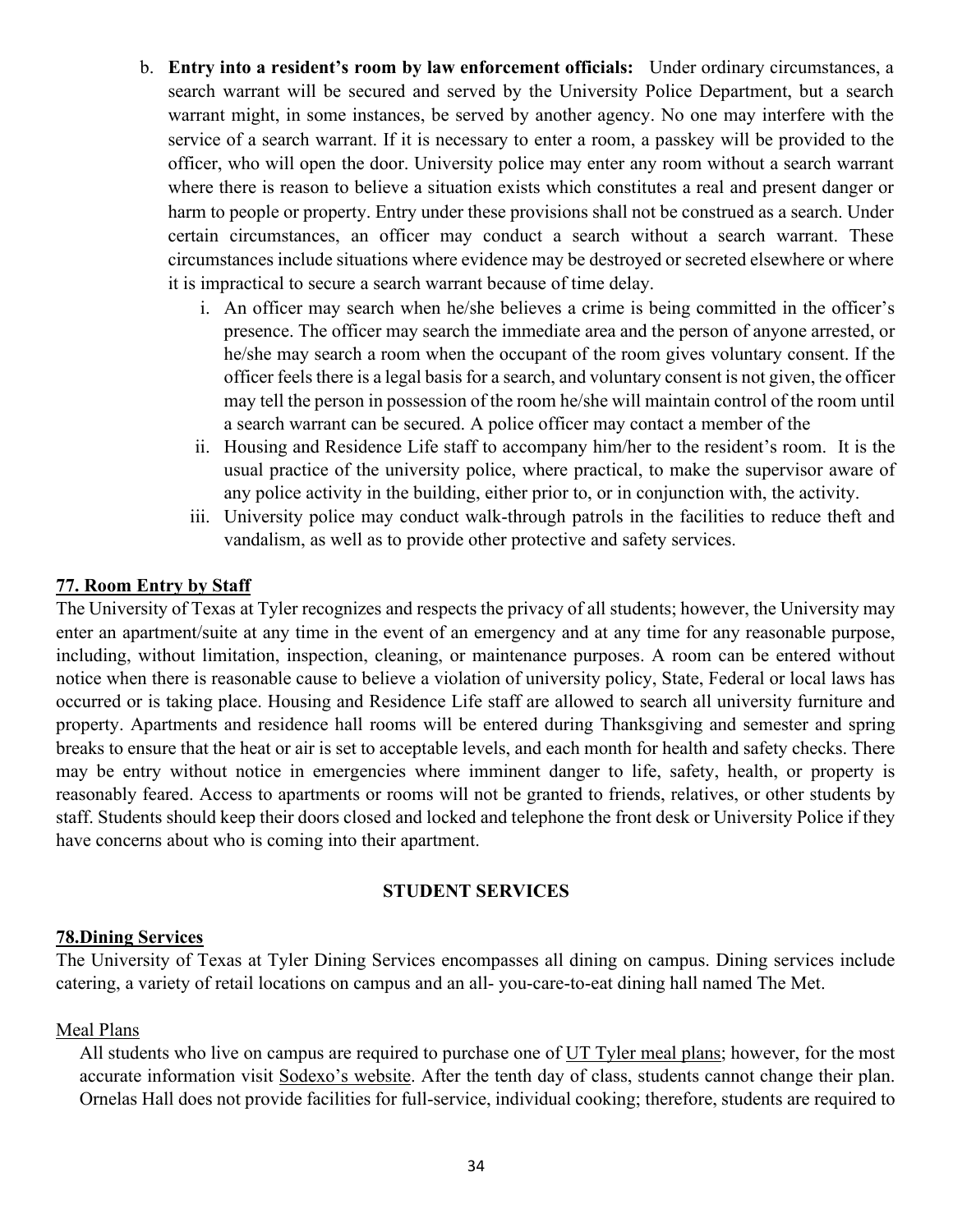b. **Entry into a resident's room by law enforcement officials:** Under ordinary circumstances, a search warrant will be secured and served by the University Police Department, but a search warrant might, in some instances, be served by another agency. No one may interfere with the service of a search warrant. If it is necessary to enter a room, a passkey will be provided to the officer, who will open the door. University police may enter any room without a search warrant where there is reason to believe a situation exists which constitutes a real and present danger or harm to people or property. Entry under these provisions shall not be construed as a search. Under certain circumstances, an officer may conduct a search without a search warrant. These circumstances include situations where evidence may be destroyed or secreted elsewhere or where it is impractical to secure a search warrant because of time delay.

   i. An officer may search when he/she believes a crime is being committed in the officer's presence. The officer may search the immediate area and the person of anyone arrested, or he/she may search a room when the occupant of the room gives voluntary consent. If the officer feels there is a legal basis for a search, and voluntary consent is not given, the officer may tell the person in possession of the room he/she will maintain control of the room until a search warrant can be secured. A police officer may contact a member of the
   ii. Housing and Residence Life staff to accompany him/her to the resident's room. It is the usual practice of the university police, where practical, to make the supervisor aware of any police activity in the building, either prior to, or in conjunction with, the activity.
   iii. University police may conduct walk-through patrols in the facilities to reduce theft and vandalism, as well as to provide other protective and safety services.

## 77. Room Entry by Staff

The University of Texas at Tyler recognizes and respects the privacy of all students; however, the University may enter an apartment/suite at any time in the event of an emergency and at any time for any reasonable purpose, including, without limitation, inspection, cleaning, or maintenance purposes. A room can be entered without notice when there is reasonable cause to believe a violation of university policy, State, Federal or local laws has occurred or is taking place. Housing and Residence Life staff are allowed to search all university furniture and property. Apartments and residence hall rooms will be entered during Thanksgiving and semester and spring breaks to ensure that the heat or air is set to acceptable levels, and each month for health and safety checks. There may be entry without notice in emergencies where imminent danger to life, safety, health, or property is reasonably feared. Access to apartments or rooms will not be granted to friends, relatives, or other students by staff. Students should keep their doors closed and locked and telephone the front desk or University Police if they have concerns about who is coming into their apartment.

# STUDENT SERVICES

## 78.Dining Services

The University of Texas at Tyler Dining Services encompasses all dining on campus. Dining services include catering, a variety of retail locations on campus and an all- you-care-to-eat dining hall named The Met.

### Meal Plans

All students who live on campus are required to purchase one of UT Tyler meal plans; however, for the most accurate information visit Sodexo's website. After the tenth day of class, students cannot change their plan. Ornelas Hall does not provide facilities for full-service, individual cooking; therefore, students are required to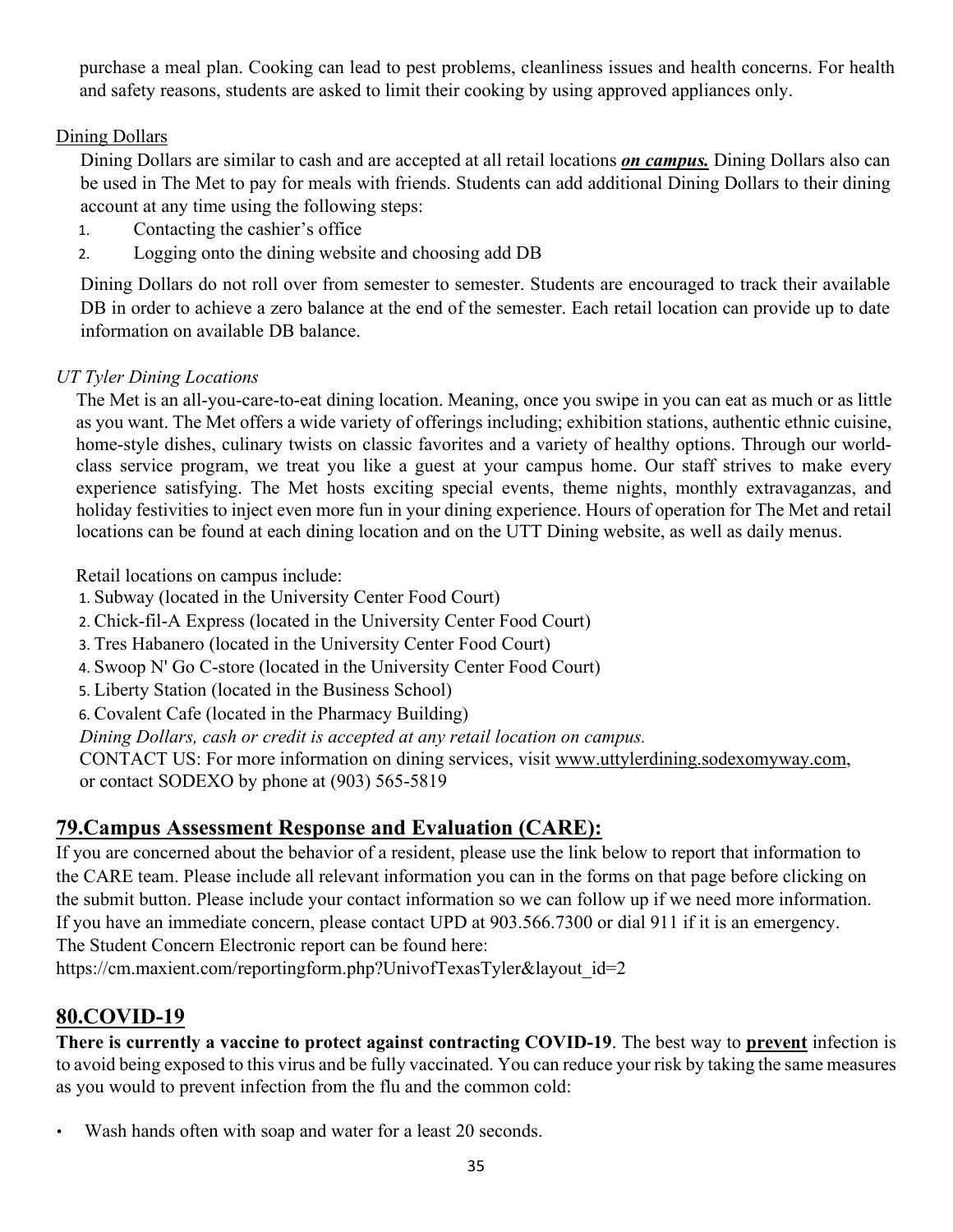purchase a meal plan. Cooking can lead to pest problems, cleanliness issues and health concerns. For health and safety reasons, students are asked to limit their cooking by using approved appliances only.

Dining Dollars

Dining Dollars are similar to cash and are accepted at all retail locations ***on campus.*** Dining Dollars also can be used in The Met to pay for meals with friends. Students can add additional Dining Dollars to their dining account at any time using the following steps:

1. Contacting the cashier's office
2. Logging onto the dining website and choosing add DB

Dining Dollars do not roll over from semester to semester. Students are encouraged to track their available DB in order to achieve a zero balance at the end of the semester. Each retail location can provide up to date information on available DB balance.

*UT Tyler Dining Locations*

The Met is an all-you-care-to-eat dining location. Meaning, once you swipe in you can eat as much or as little as you want. The Met offers a wide variety of offerings including; exhibition stations, authentic ethnic cuisine, home-style dishes, culinary twists on classic favorites and a variety of healthy options. Through our world-class service program, we treat you like a guest at your campus home. Our staff strives to make every experience satisfying. The Met hosts exciting special events, theme nights, monthly extravaganzas, and holiday festivities to inject even more fun in your dining experience. Hours of operation for The Met and retail locations can be found at each dining location and on the UTT Dining website, as well as daily menus.

Retail locations on campus include:

1. Subway (located in the University Center Food Court)
2. Chick-fil-A Express (located in the University Center Food Court)
3. Tres Habanero (located in the University Center Food Court)
4. Swoop N' Go C-store (located in the University Center Food Court)
5. Liberty Station (located in the Business School)
6. Covalent Cafe (located in the Pharmacy Building)

*Dining Dollars, cash or credit is accepted at any retail location on campus.*

CONTACT US: For more information on dining services, visit www.uttylerdining.sodexomyway.com, or contact SODEXO by phone at (903) 565-5819

## 79.Campus Assessment Response and Evaluation (CARE):

If you are concerned about the behavior of a resident, please use the link below to report that information to the CARE team. Please include all relevant information you can in the forms on that page before clicking on the submit button. Please include your contact information so we can follow up if we need more information. If you have an immediate concern, please contact UPD at 903.566.7300 or dial 911 if it is an emergency.
The Student Concern Electronic report can be found here:
https://cm.maxient.com/reportingform.php?UnivofTexasTyler&layout_id=2

## 80.COVID-19

**There is currently a vaccine to protect against contracting COVID-19**. The best way to **prevent** infection is to avoid being exposed to this virus and be fully vaccinated. You can reduce your risk by taking the same measures as you would to prevent infection from the flu and the common cold:

- Wash hands often with soap and water for a least 20 seconds.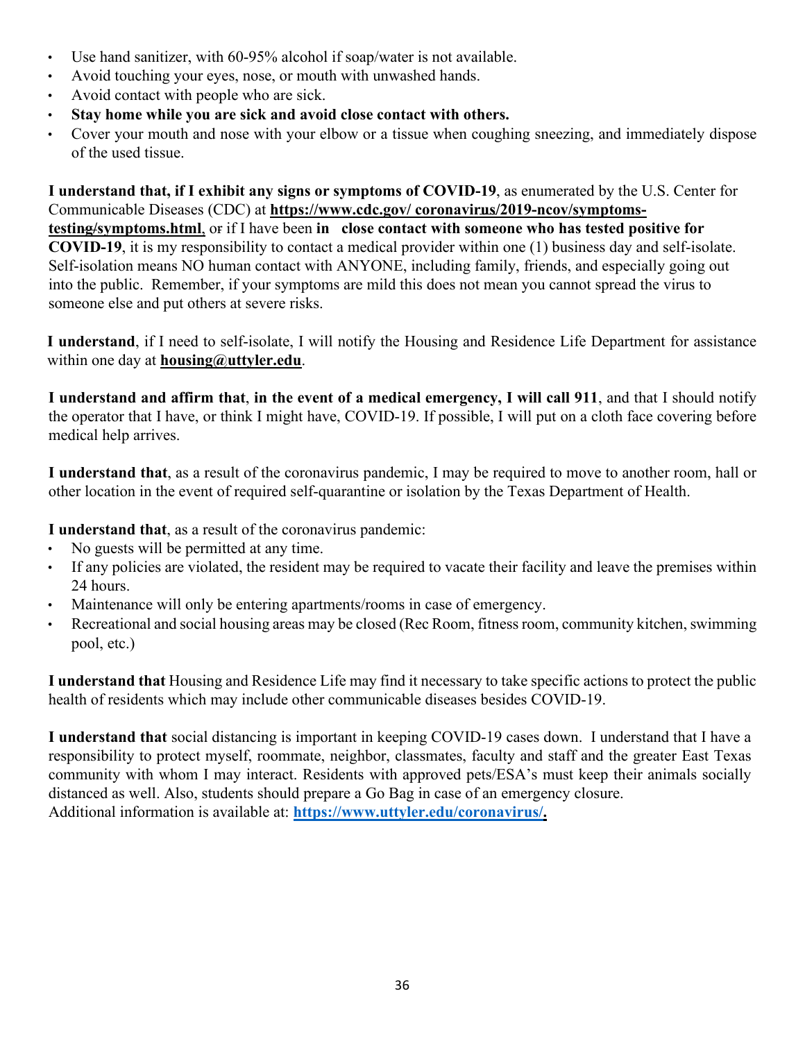- Use hand sanitizer, with 60-95% alcohol if soap/water is not available.
- Avoid touching your eyes, nose, or mouth with unwashed hands.
- Avoid contact with people who are sick.
- **Stay home while you are sick and avoid close contact with others.**
- Cover your mouth and nose with your elbow or a tissue when coughing sneezing, and immediately dispose of the used tissue.

**I understand that, if I exhibit any signs or symptoms of COVID-19**, as enumerated by the U.S. Center for Communicable Diseases (CDC) at **https://www.cdc.gov/ coronavirus/2019-ncov/symptoms-testing/symptoms.html**, or if I have been **in close contact with someone who has tested positive for COVID-19**, it is my responsibility to contact a medical provider within one (1) business day and self-isolate. Self-isolation means NO human contact with ANYONE, including family, friends, and especially going out into the public. Remember, if your symptoms are mild this does not mean you cannot spread the virus to someone else and put others at severe risks.

**I understand**, if I need to self-isolate, I will notify the Housing and Residence Life Department for assistance within one day at **housing@uttyler.edu**.

**I understand and affirm that**, **in the event of a medical emergency, I will call 911**, and that I should notify the operator that I have, or think I might have, COVID-19. If possible, I will put on a cloth face covering before medical help arrives.

**I understand that**, as a result of the coronavirus pandemic, I may be required to move to another room, hall or other location in the event of required self-quarantine or isolation by the Texas Department of Health.

**I understand that**, as a result of the coronavirus pandemic:

- No guests will be permitted at any time.
- If any policies are violated, the resident may be required to vacate their facility and leave the premises within 24 hours.
- Maintenance will only be entering apartments/rooms in case of emergency.
- Recreational and social housing areas may be closed (Rec Room, fitness room, community kitchen, swimming pool, etc.)

**I understand that** Housing and Residence Life may find it necessary to take specific actions to protect the public health of residents which may include other communicable diseases besides COVID-19.

**I understand that** social distancing is important in keeping COVID-19 cases down. I understand that I have a responsibility to protect myself, roommate, neighbor, classmates, faculty and staff and the greater East Texas community with whom I may interact. Residents with approved pets/ESA's must keep their animals socially distanced as well. Also, students should prepare a Go Bag in case of an emergency closure.
Additional information is available at: **https://www.uttyler.edu/coronavirus/.**